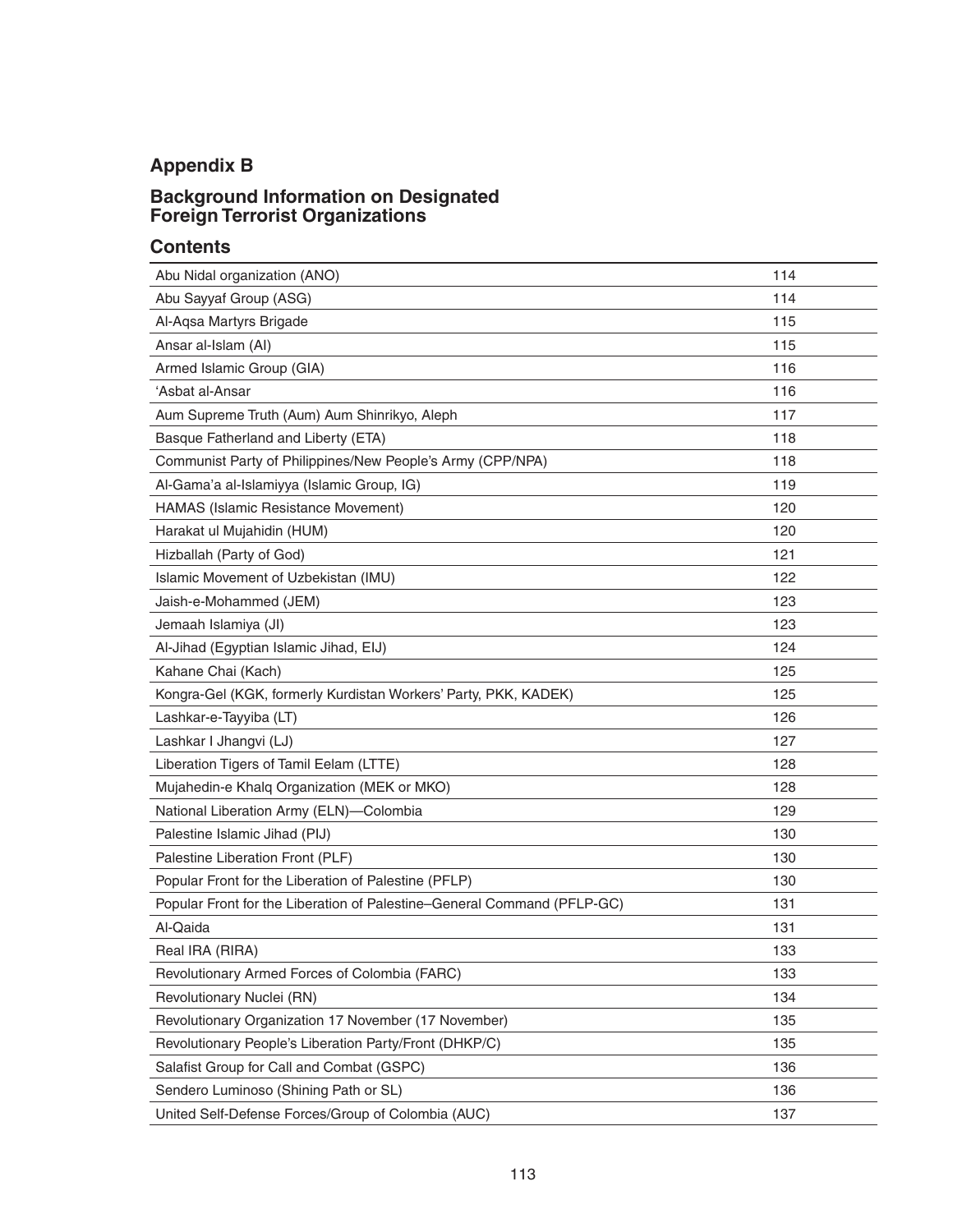# Appendix B

## Background Information on Designated Foreign Terrorist Organizations

### Contents

| | |
|---|---|
| Abu Nidal organization (ANO) | 114 |
| Abu Sayyaf Group (ASG) | 114 |
| Al-Aqsa Martyrs Brigade | 115 |
| Ansar al-Islam (AI) | 115 |
| Armed Islamic Group (GIA) | 116 |
| ‘Asbat al-Ansar | 116 |
| Aum Supreme Truth (Aum) Aum Shinrikyo, Aleph | 117 |
| Basque Fatherland and Liberty (ETA) | 118 |
| Communist Party of Philippines/New People’s Army (CPP/NPA) | 118 |
| Al-Gama’a al-Islamiyya (Islamic Group, IG) | 119 |
| HAMAS (Islamic Resistance Movement) | 120 |
| Harakat ul Mujahidin (HUM) | 120 |
| Hizballah (Party of God) | 121 |
| Islamic Movement of Uzbekistan (IMU) | 122 |
| Jaish-e-Mohammed (JEM) | 123 |
| Jemaah Islamiya (JI) | 123 |
| Al-Jihad (Egyptian Islamic Jihad, EIJ) | 124 |
| Kahane Chai (Kach) | 125 |
| Kongra-Gel (KGK, formerly Kurdistan Workers’ Party, PKK, KADEK) | 125 |
| Lashkar-e-Tayyiba (LT) | 126 |
| Lashkar I Jhangvi (LJ) | 127 |
| Liberation Tigers of Tamil Eelam (LTTE) | 128 |
| Mujahedin-e Khalq Organization (MEK or MKO) | 128 |
| National Liberation Army (ELN)—Colombia | 129 |
| Palestine Islamic Jihad (PIJ) | 130 |
| Palestine Liberation Front (PLF) | 130 |
| Popular Front for the Liberation of Palestine (PFLP) | 130 |
| Popular Front for the Liberation of Palestine–General Command (PFLP-GC) | 131 |
| Al-Qaida | 131 |
| Real IRA (RIRA) | 133 |
| Revolutionary Armed Forces of Colombia (FARC) | 133 |
| Revolutionary Nuclei (RN) | 134 |
| Revolutionary Organization 17 November (17 November) | 135 |
| Revolutionary People’s Liberation Party/Front (DHKP/C) | 135 |
| Salafist Group for Call and Combat (GSPC) | 136 |
| Sendero Luminoso (Shining Path or SL) | 136 |
| United Self-Defense Forces/Group of Colombia (AUC) | 137 |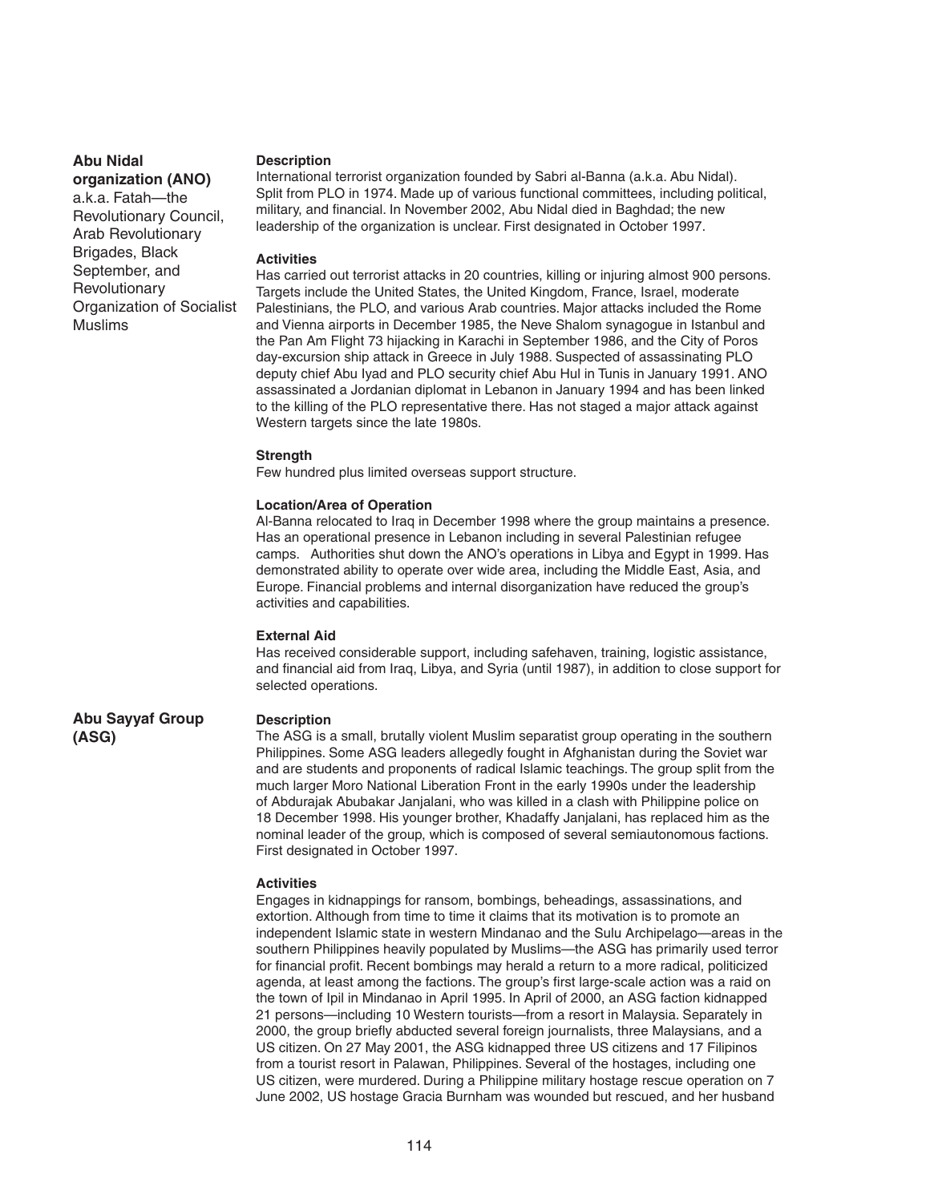## Abu Nidal organization (ANO)

a.k.a. Fatah—the Revolutionary Council, Arab Revolutionary Brigades, Black September, and Revolutionary Organization of Socialist Muslims

**Description**

International terrorist organization founded by Sabri al-Banna (a.k.a. Abu Nidal). Split from PLO in 1974. Made up of various functional committees, including political, military, and financial. In November 2002, Abu Nidal died in Baghdad; the new leadership of the organization is unclear. First designated in October 1997.

**Activities**

Has carried out terrorist attacks in 20 countries, killing or injuring almost 900 persons. Targets include the United States, the United Kingdom, France, Israel, moderate Palestinians, the PLO, and various Arab countries. Major attacks included the Rome and Vienna airports in December 1985, the Neve Shalom synagogue in Istanbul and the Pan Am Flight 73 hijacking in Karachi in September 1986, and the City of Poros day-excursion ship attack in Greece in July 1988. Suspected of assassinating PLO deputy chief Abu Iyad and PLO security chief Abu Hul in Tunis in January 1991. ANO assassinated a Jordanian diplomat in Lebanon in January 1994 and has been linked to the killing of the PLO representative there. Has not staged a major attack against Western targets since the late 1980s.

**Strength**

Few hundred plus limited overseas support structure.

**Location/Area of Operation**

Al-Banna relocated to Iraq in December 1998 where the group maintains a presence. Has an operational presence in Lebanon including in several Palestinian refugee camps. Authorities shut down the ANO's operations in Libya and Egypt in 1999. Has demonstrated ability to operate over wide area, including the Middle East, Asia, and Europe. Financial problems and internal disorganization have reduced the group's activities and capabilities.

**External Aid**

Has received considerable support, including safehaven, training, logistic assistance, and financial aid from Iraq, Libya, and Syria (until 1987), in addition to close support for selected operations.

## Abu Sayyaf Group (ASG)

**Description**

The ASG is a small, brutally violent Muslim separatist group operating in the southern Philippines. Some ASG leaders allegedly fought in Afghanistan during the Soviet war and are students and proponents of radical Islamic teachings. The group split from the much larger Moro National Liberation Front in the early 1990s under the leadership of Abdurajak Abubakar Janjalani, who was killed in a clash with Philippine police on 18 December 1998. His younger brother, Khadaffy Janjalani, has replaced him as the nominal leader of the group, which is composed of several semiautonomous factions. First designated in October 1997.

**Activities**

Engages in kidnappings for ransom, bombings, beheadings, assassinations, and extortion. Although from time to time it claims that its motivation is to promote an independent Islamic state in western Mindanao and the Sulu Archipelago—areas in the southern Philippines heavily populated by Muslims—the ASG has primarily used terror for financial profit. Recent bombings may herald a return to a more radical, politicized agenda, at least among the factions. The group's first large-scale action was a raid on the town of Ipil in Mindanao in April 1995. In April of 2000, an ASG faction kidnapped 21 persons—including 10 Western tourists—from a resort in Malaysia. Separately in 2000, the group briefly abducted several foreign journalists, three Malaysians, and a US citizen. On 27 May 2001, the ASG kidnapped three US citizens and 17 Filipinos from a tourist resort in Palawan, Philippines. Several of the hostages, including one US citizen, were murdered. During a Philippine military hostage rescue operation on 7 June 2002, US hostage Gracia Burnham was wounded but rescued, and her husband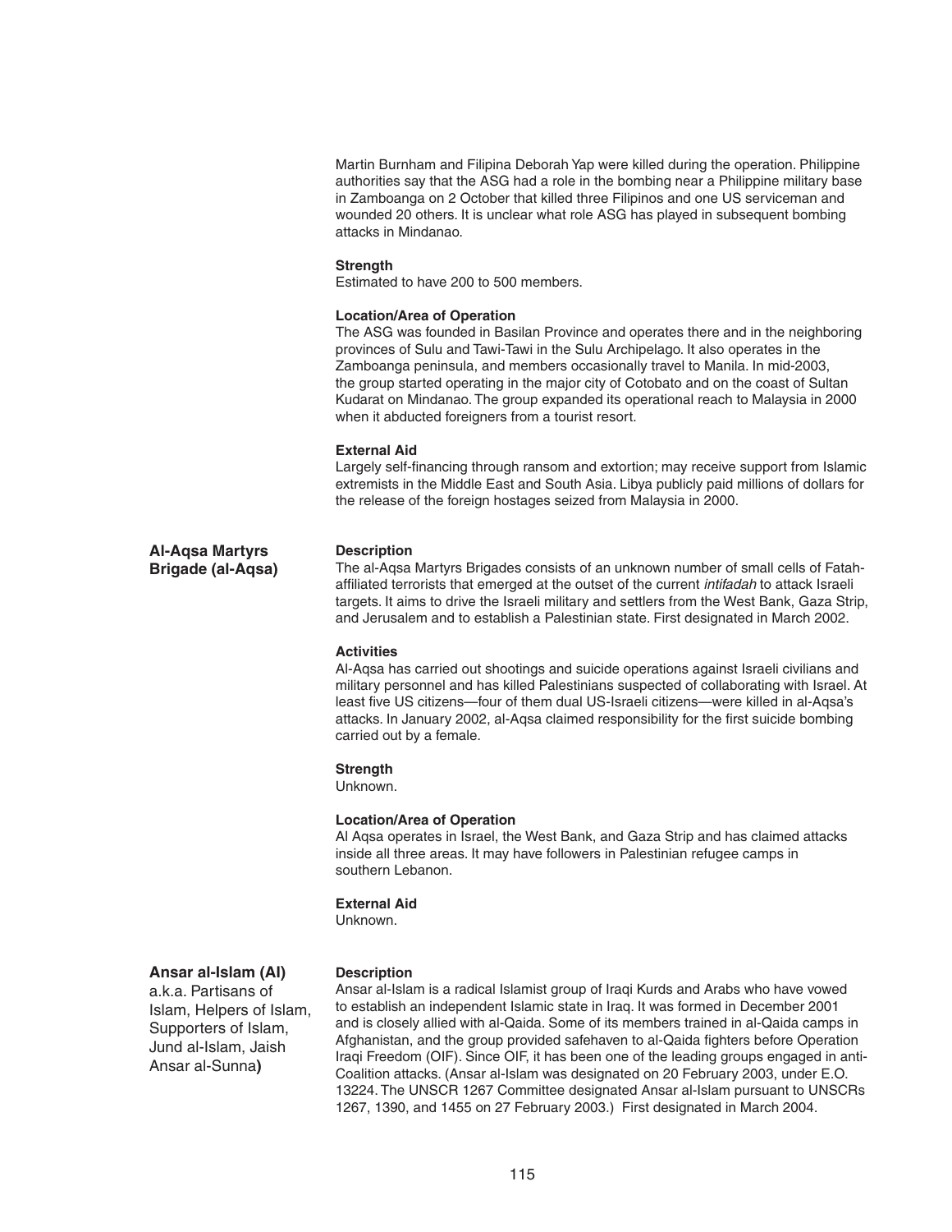Martin Burnham and Filipina Deborah Yap were killed during the operation. Philippine authorities say that the ASG had a role in the bombing near a Philippine military base in Zamboanga on 2 October that killed three Filipinos and one US serviceman and wounded 20 others. It is unclear what role ASG has played in subsequent bombing attacks in Mindanao.

**Strength**
Estimated to have 200 to 500 members.

**Location/Area of Operation**
The ASG was founded in Basilan Province and operates there and in the neighboring provinces of Sulu and Tawi-Tawi in the Sulu Archipelago. It also operates in the Zamboanga peninsula, and members occasionally travel to Manila. In mid-2003, the group started operating in the major city of Cotobato and on the coast of Sultan Kudarat on Mindanao. The group expanded its operational reach to Malaysia in 2000 when it abducted foreigners from a tourist resort.

**External Aid**
Largely self-financing through ransom and extortion; may receive support from Islamic extremists in the Middle East and South Asia. Libya publicly paid millions of dollars for the release of the foreign hostages seized from Malaysia in 2000.

## Al-Aqsa Martyrs Brigade (al-Aqsa)

**Description**
The al-Aqsa Martyrs Brigades consists of an unknown number of small cells of Fatah-affiliated terrorists that emerged at the outset of the current *intifadah* to attack Israeli targets. It aims to drive the Israeli military and settlers from the West Bank, Gaza Strip, and Jerusalem and to establish a Palestinian state. First designated in March 2002.

**Activities**
Al-Aqsa has carried out shootings and suicide operations against Israeli civilians and military personnel and has killed Palestinians suspected of collaborating with Israel. At least five US citizens—four of them dual US-Israeli citizens—were killed in al-Aqsa's attacks. In January 2002, al-Aqsa claimed responsibility for the first suicide bombing carried out by a female.

**Strength**
Unknown.

**Location/Area of Operation**
Al Aqsa operates in Israel, the West Bank, and Gaza Strip and has claimed attacks inside all three areas. It may have followers in Palestinian refugee camps in southern Lebanon.

**External Aid**
Unknown.

## Ansar al-Islam (AI)

a.k.a. Partisans of Islam, Helpers of Islam, Supporters of Islam, Jund al-Islam, Jaish Ansar al-Sunna**)**

**Description**
Ansar al-Islam is a radical Islamist group of Iraqi Kurds and Arabs who have vowed to establish an independent Islamic state in Iraq. It was formed in December 2001 and is closely allied with al-Qaida. Some of its members trained in al-Qaida camps in Afghanistan, and the group provided safehaven to al-Qaida fighters before Operation Iraqi Freedom (OIF). Since OIF, it has been one of the leading groups engaged in anti-Coalition attacks. (Ansar al-Islam was designated on 20 February 2003, under E.O. 13224. The UNSCR 1267 Committee designated Ansar al-Islam pursuant to UNSCRs 1267, 1390, and 1455 on 27 February 2003.) First designated in March 2004.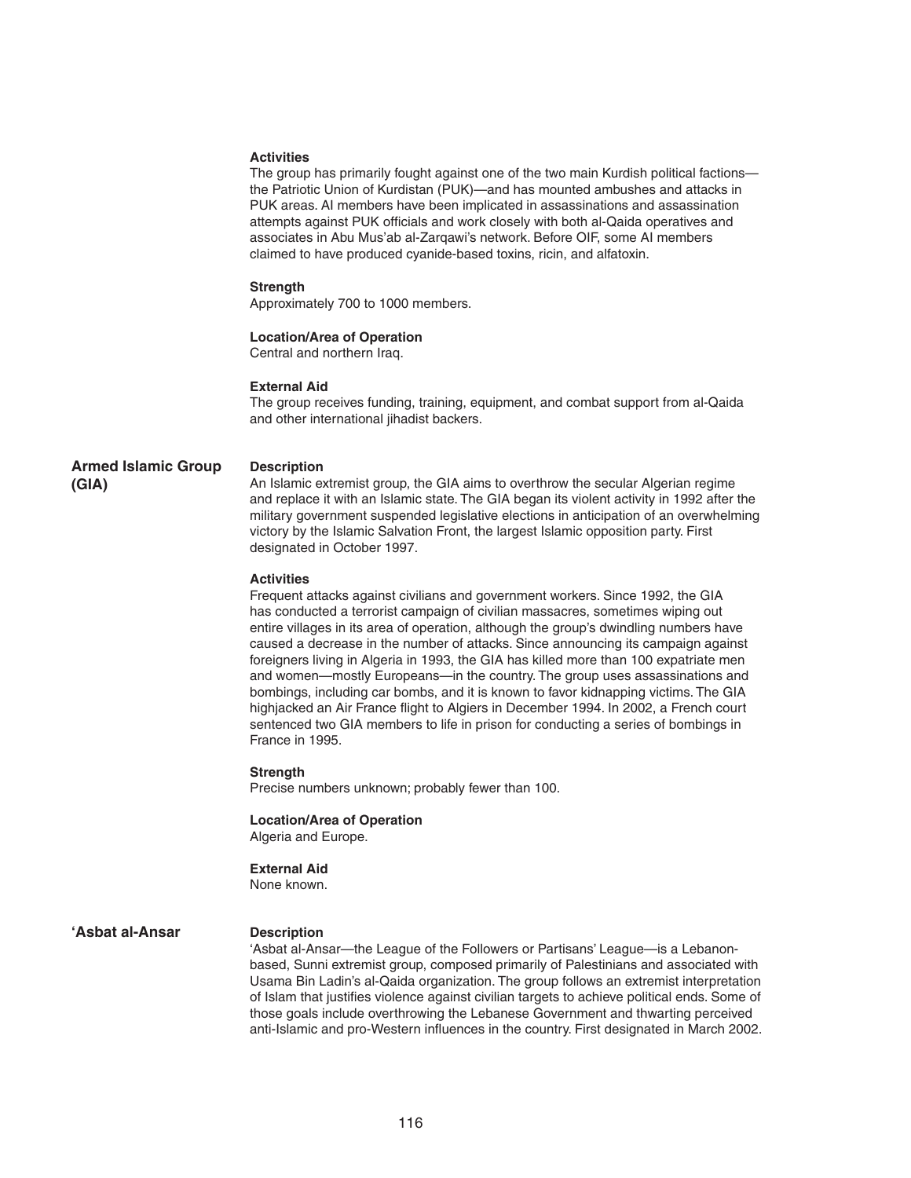#### Activities

The group has primarily fought against one of the two main Kurdish political factions—the Patriotic Union of Kurdistan (PUK)—and has mounted ambushes and attacks in PUK areas. AI members have been implicated in assassinations and assassination attempts against PUK officials and work closely with both al-Qaida operatives and associates in Abu Mus'ab al-Zarqawi's network. Before OIF, some AI members claimed to have produced cyanide-based toxins, ricin, and alfatoxin.

#### Strength

Approximately 700 to 1000 members.

#### Location/Area of Operation

Central and northern Iraq.

#### External Aid

The group receives funding, training, equipment, and combat support from al-Qaida and other international jihadist backers.

## Armed Islamic Group (GIA)

#### Description

An Islamic extremist group, the GIA aims to overthrow the secular Algerian regime and replace it with an Islamic state. The GIA began its violent activity in 1992 after the military government suspended legislative elections in anticipation of an overwhelming victory by the Islamic Salvation Front, the largest Islamic opposition party. First designated in October 1997.

#### Activities

Frequent attacks against civilians and government workers. Since 1992, the GIA has conducted a terrorist campaign of civilian massacres, sometimes wiping out entire villages in its area of operation, although the group's dwindling numbers have caused a decrease in the number of attacks. Since announcing its campaign against foreigners living in Algeria in 1993, the GIA has killed more than 100 expatriate men and women—mostly Europeans—in the country. The group uses assassinations and bombings, including car bombs, and it is known to favor kidnapping victims. The GIA highjacked an Air France flight to Algiers in December 1994. In 2002, a French court sentenced two GIA members to life in prison for conducting a series of bombings in France in 1995.

#### Strength

Precise numbers unknown; probably fewer than 100.

#### Location/Area of Operation

Algeria and Europe.

#### External Aid

None known.

## 'Asbat al-Ansar

#### Description

'Asbat al-Ansar—the League of the Followers or Partisans' League—is a Lebanon-based, Sunni extremist group, composed primarily of Palestinians and associated with Usama Bin Ladin's al-Qaida organization. The group follows an extremist interpretation of Islam that justifies violence against civilian targets to achieve political ends. Some of those goals include overthrowing the Lebanese Government and thwarting perceived anti-Islamic and pro-Western influences in the country. First designated in March 2002.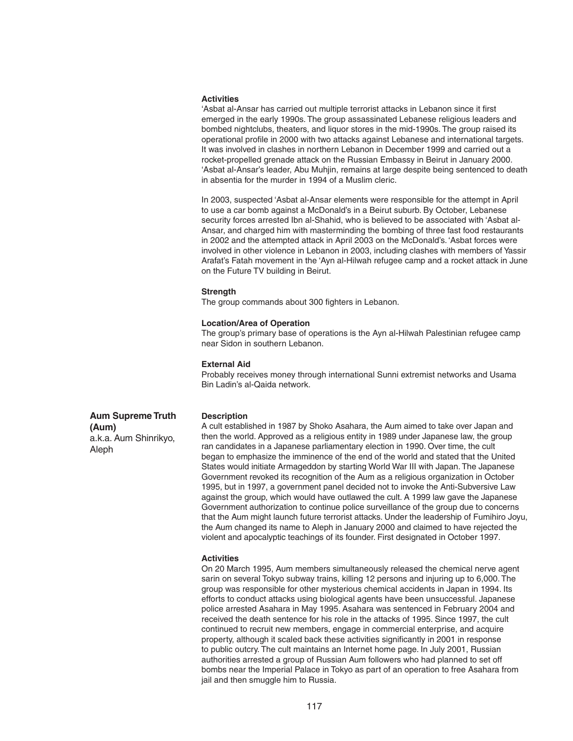### Activities

'Asbat al-Ansar has carried out multiple terrorist attacks in Lebanon since it first emerged in the early 1990s. The group assassinated Lebanese religious leaders and bombed nightclubs, theaters, and liquor stores in the mid-1990s. The group raised its operational profile in 2000 with two attacks against Lebanese and international targets. It was involved in clashes in northern Lebanon in December 1999 and carried out a rocket-propelled grenade attack on the Russian Embassy in Beirut in January 2000. 'Asbat al-Ansar's leader, Abu Muhjin, remains at large despite being sentenced to death in absentia for the murder in 1994 of a Muslim cleric.

In 2003, suspected 'Asbat al-Ansar elements were responsible for the attempt in April to use a car bomb against a McDonald's in a Beirut suburb. By October, Lebanese security forces arrested Ibn al-Shahid, who is believed to be associated with 'Asbat al-Ansar, and charged him with masterminding the bombing of three fast food restaurants in 2002 and the attempted attack in April 2003 on the McDonald's. 'Asbat forces were involved in other violence in Lebanon in 2003, including clashes with members of Yassir Arafat's Fatah movement in the 'Ayn al-Hilwah refugee camp and a rocket attack in June on the Future TV building in Beirut.

### Strength

The group commands about 300 fighters in Lebanon.

### Location/Area of Operation

The group's primary base of operations is the Ayn al-Hilwah Palestinian refugee camp near Sidon in southern Lebanon.

### External Aid

Probably receives money through international Sunni extremist networks and Usama Bin Ladin's al-Qaida network.

## Aum Supreme Truth (Aum)

a.k.a. Aum Shinrikyo, Aleph

### Description

A cult established in 1987 by Shoko Asahara, the Aum aimed to take over Japan and then the world. Approved as a religious entity in 1989 under Japanese law, the group ran candidates in a Japanese parliamentary election in 1990. Over time, the cult began to emphasize the imminence of the end of the world and stated that the United States would initiate Armageddon by starting World War III with Japan. The Japanese Government revoked its recognition of the Aum as a religious organization in October 1995, but in 1997, a government panel decided not to invoke the Anti-Subversive Law against the group, which would have outlawed the cult. A 1999 law gave the Japanese Government authorization to continue police surveillance of the group due to concerns that the Aum might launch future terrorist attacks. Under the leadership of Fumihiro Joyu, the Aum changed its name to Aleph in January 2000 and claimed to have rejected the violent and apocalyptic teachings of its founder. First designated in October 1997.

### Activities

On 20 March 1995, Aum members simultaneously released the chemical nerve agent sarin on several Tokyo subway trains, killing 12 persons and injuring up to 6,000. The group was responsible for other mysterious chemical accidents in Japan in 1994. Its efforts to conduct attacks using biological agents have been unsuccessful. Japanese police arrested Asahara in May 1995. Asahara was sentenced in February 2004 and received the death sentence for his role in the attacks of 1995. Since 1997, the cult continued to recruit new members, engage in commercial enterprise, and acquire property, although it scaled back these activities significantly in 2001 in response to public outcry. The cult maintains an Internet home page. In July 2001, Russian authorities arrested a group of Russian Aum followers who had planned to set off bombs near the Imperial Palace in Tokyo as part of an operation to free Asahara from jail and then smuggle him to Russia.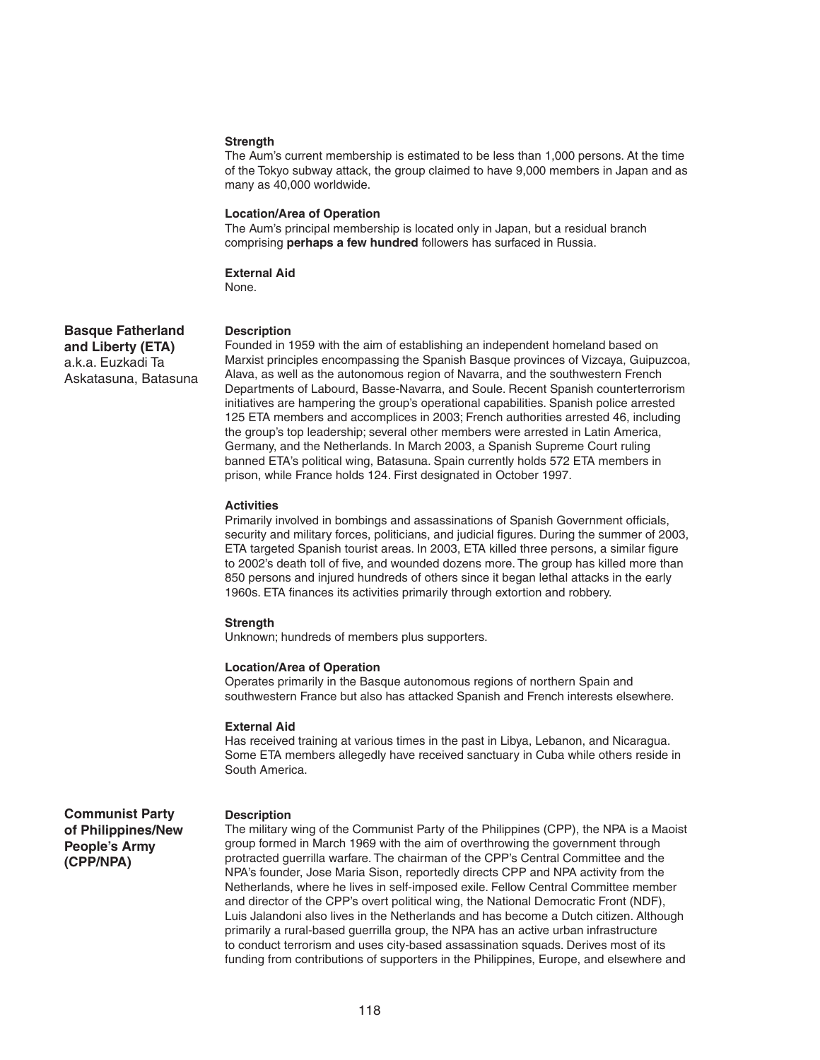**Strength**

The Aum's current membership is estimated to be less than 1,000 persons. At the time of the Tokyo subway attack, the group claimed to have 9,000 members in Japan and as many as 40,000 worldwide.

**Location/Area of Operation**

The Aum's principal membership is located only in Japan, but a residual branch comprising **perhaps a few hundred** followers has surfaced in Russia.

**External Aid**

None.

## Basque Fatherland and Liberty (ETA)

a.k.a. Euzkadi Ta Askatasuna, Batasuna

**Description**

Founded in 1959 with the aim of establishing an independent homeland based on Marxist principles encompassing the Spanish Basque provinces of Vizcaya, Guipuzcoa, Alava, as well as the autonomous region of Navarra, and the southwestern French Departments of Labourd, Basse-Navarra, and Soule. Recent Spanish counterterrorism initiatives are hampering the group's operational capabilities. Spanish police arrested 125 ETA members and accomplices in 2003; French authorities arrested 46, including the group's top leadership; several other members were arrested in Latin America, Germany, and the Netherlands. In March 2003, a Spanish Supreme Court ruling banned ETA's political wing, Batasuna. Spain currently holds 572 ETA members in prison, while France holds 124. First designated in October 1997.

**Activities**

Primarily involved in bombings and assassinations of Spanish Government officials, security and military forces, politicians, and judicial figures. During the summer of 2003, ETA targeted Spanish tourist areas. In 2003, ETA killed three persons, a similar figure to 2002's death toll of five, and wounded dozens more. The group has killed more than 850 persons and injured hundreds of others since it began lethal attacks in the early 1960s. ETA finances its activities primarily through extortion and robbery.

**Strength**

Unknown; hundreds of members plus supporters.

**Location/Area of Operation**

Operates primarily in the Basque autonomous regions of northern Spain and southwestern France but also has attacked Spanish and French interests elsewhere.

**External Aid**

Has received training at various times in the past in Libya, Lebanon, and Nicaragua. Some ETA members allegedly have received sanctuary in Cuba while others reside in South America.

## Communist Party of Philippines/New People's Army (CPP/NPA)

**Description**

The military wing of the Communist Party of the Philippines (CPP), the NPA is a Maoist group formed in March 1969 with the aim of overthrowing the government through protracted guerrilla warfare. The chairman of the CPP's Central Committee and the NPA's founder, Jose Maria Sison, reportedly directs CPP and NPA activity from the Netherlands, where he lives in self-imposed exile. Fellow Central Committee member and director of the CPP's overt political wing, the National Democratic Front (NDF), Luis Jalandoni also lives in the Netherlands and has become a Dutch citizen. Although primarily a rural-based guerrilla group, the NPA has an active urban infrastructure to conduct terrorism and uses city-based assassination squads. Derives most of its funding from contributions of supporters in the Philippines, Europe, and elsewhere and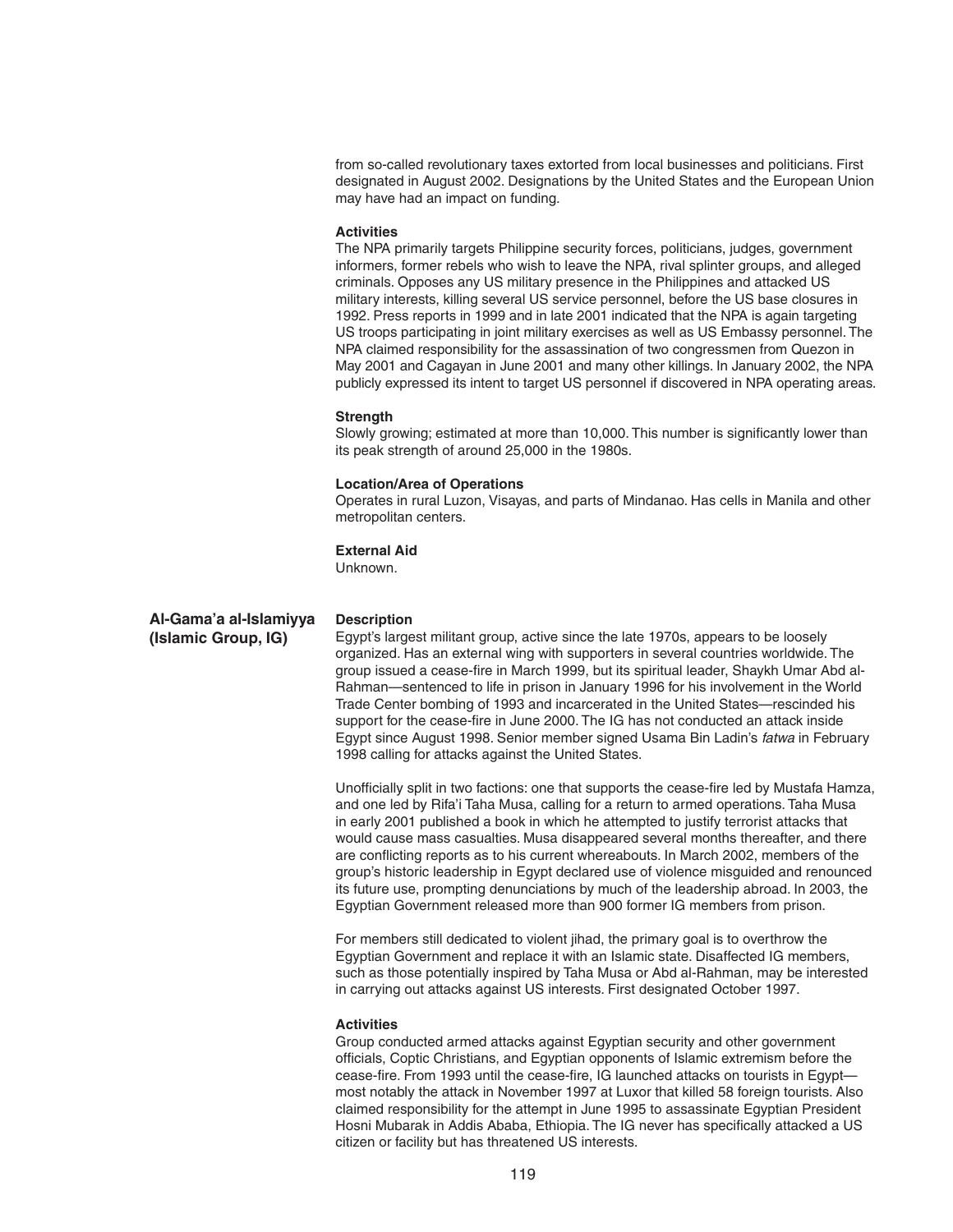from so-called revolutionary taxes extorted from local businesses and politicians. First designated in August 2002. Designations by the United States and the European Union may have had an impact on funding.

**Activities**

The NPA primarily targets Philippine security forces, politicians, judges, government informers, former rebels who wish to leave the NPA, rival splinter groups, and alleged criminals. Opposes any US military presence in the Philippines and attacked US military interests, killing several US service personnel, before the US base closures in 1992. Press reports in 1999 and in late 2001 indicated that the NPA is again targeting US troops participating in joint military exercises as well as US Embassy personnel. The NPA claimed responsibility for the assassination of two congressmen from Quezon in May 2001 and Cagayan in June 2001 and many other killings. In January 2002, the NPA publicly expressed its intent to target US personnel if discovered in NPA operating areas.

**Strength**

Slowly growing; estimated at more than 10,000. This number is significantly lower than its peak strength of around 25,000 in the 1980s.

**Location/Area of Operations**

Operates in rural Luzon, Visayas, and parts of Mindanao. Has cells in Manila and other metropolitan centers.

**External Aid**

Unknown.

## Al-Gama'a al-Islamiyya (Islamic Group, IG)

**Description**

Egypt's largest militant group, active since the late 1970s, appears to be loosely organized. Has an external wing with supporters in several countries worldwide. The group issued a cease-fire in March 1999, but its spiritual leader, Shaykh Umar Abd al-Rahman—sentenced to life in prison in January 1996 for his involvement in the World Trade Center bombing of 1993 and incarcerated in the United States—rescinded his support for the cease-fire in June 2000. The IG has not conducted an attack inside Egypt since August 1998. Senior member signed Usama Bin Ladin's *fatwa* in February 1998 calling for attacks against the United States.

Unofficially split in two factions: one that supports the cease-fire led by Mustafa Hamza, and one led by Rifa'i Taha Musa, calling for a return to armed operations. Taha Musa in early 2001 published a book in which he attempted to justify terrorist attacks that would cause mass casualties. Musa disappeared several months thereafter, and there are conflicting reports as to his current whereabouts. In March 2002, members of the group's historic leadership in Egypt declared use of violence misguided and renounced its future use, prompting denunciations by much of the leadership abroad. In 2003, the Egyptian Government released more than 900 former IG members from prison.

For members still dedicated to violent jihad, the primary goal is to overthrow the Egyptian Government and replace it with an Islamic state. Disaffected IG members, such as those potentially inspired by Taha Musa or Abd al-Rahman, may be interested in carrying out attacks against US interests. First designated October 1997.

**Activities**

Group conducted armed attacks against Egyptian security and other government officials, Coptic Christians, and Egyptian opponents of Islamic extremism before the cease-fire. From 1993 until the cease-fire, IG launched attacks on tourists in Egypt—most notably the attack in November 1997 at Luxor that killed 58 foreign tourists. Also claimed responsibility for the attempt in June 1995 to assassinate Egyptian President Hosni Mubarak in Addis Ababa, Ethiopia. The IG never has specifically attacked a US citizen or facility but has threatened US interests.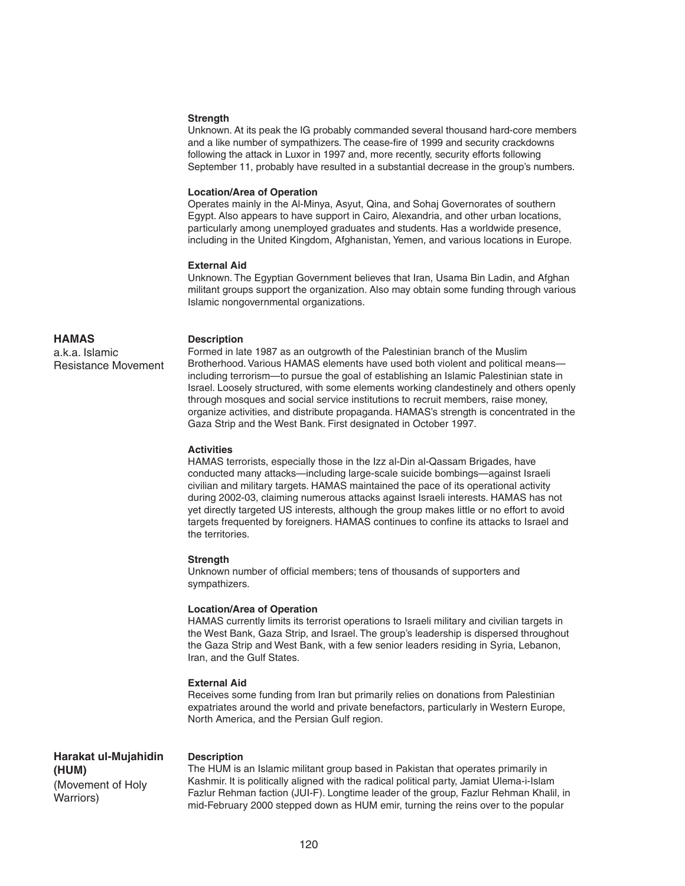**Strength**

Unknown. At its peak the IG probably commanded several thousand hard-core members and a like number of sympathizers. The cease-fire of 1999 and security crackdowns following the attack in Luxor in 1997 and, more recently, security efforts following September 11, probably have resulted in a substantial decrease in the group's numbers.

**Location/Area of Operation**

Operates mainly in the Al-Minya, Asyut, Qina, and Sohaj Governorates of southern Egypt. Also appears to have support in Cairo, Alexandria, and other urban locations, particularly among unemployed graduates and students. Has a worldwide presence, including in the United Kingdom, Afghanistan, Yemen, and various locations in Europe.

**External Aid**

Unknown. The Egyptian Government believes that Iran, Usama Bin Ladin, and Afghan militant groups support the organization. Also may obtain some funding through various Islamic nongovernmental organizations.

## HAMAS

a.k.a. Islamic Resistance Movement

**Description**

Formed in late 1987 as an outgrowth of the Palestinian branch of the Muslim Brotherhood. Various HAMAS elements have used both violent and political means—including terrorism—to pursue the goal of establishing an Islamic Palestinian state in Israel. Loosely structured, with some elements working clandestinely and others openly through mosques and social service institutions to recruit members, raise money, organize activities, and distribute propaganda. HAMAS's strength is concentrated in the Gaza Strip and the West Bank. First designated in October 1997.

**Activities**

HAMAS terrorists, especially those in the Izz al-Din al-Qassam Brigades, have conducted many attacks—including large-scale suicide bombings—against Israeli civilian and military targets. HAMAS maintained the pace of its operational activity during 2002-03, claiming numerous attacks against Israeli interests. HAMAS has not yet directly targeted US interests, although the group makes little or no effort to avoid targets frequented by foreigners. HAMAS continues to confine its attacks to Israel and the territories.

**Strength**

Unknown number of official members; tens of thousands of supporters and sympathizers.

**Location/Area of Operation**

HAMAS currently limits its terrorist operations to Israeli military and civilian targets in the West Bank, Gaza Strip, and Israel. The group's leadership is dispersed throughout the Gaza Strip and West Bank, with a few senior leaders residing in Syria, Lebanon, Iran, and the Gulf States.

**External Aid**

Receives some funding from Iran but primarily relies on donations from Palestinian expatriates around the world and private benefactors, particularly in Western Europe, North America, and the Persian Gulf region.

## Harakat ul-Mujahidin (HUM)

(Movement of Holy Warriors)

**Description**

The HUM is an Islamic militant group based in Pakistan that operates primarily in Kashmir. It is politically aligned with the radical political party, Jamiat Ulema-i-Islam Fazlur Rehman faction (JUI-F). Longtime leader of the group, Fazlur Rehman Khalil, in mid-February 2000 stepped down as HUM emir, turning the reins over to the popular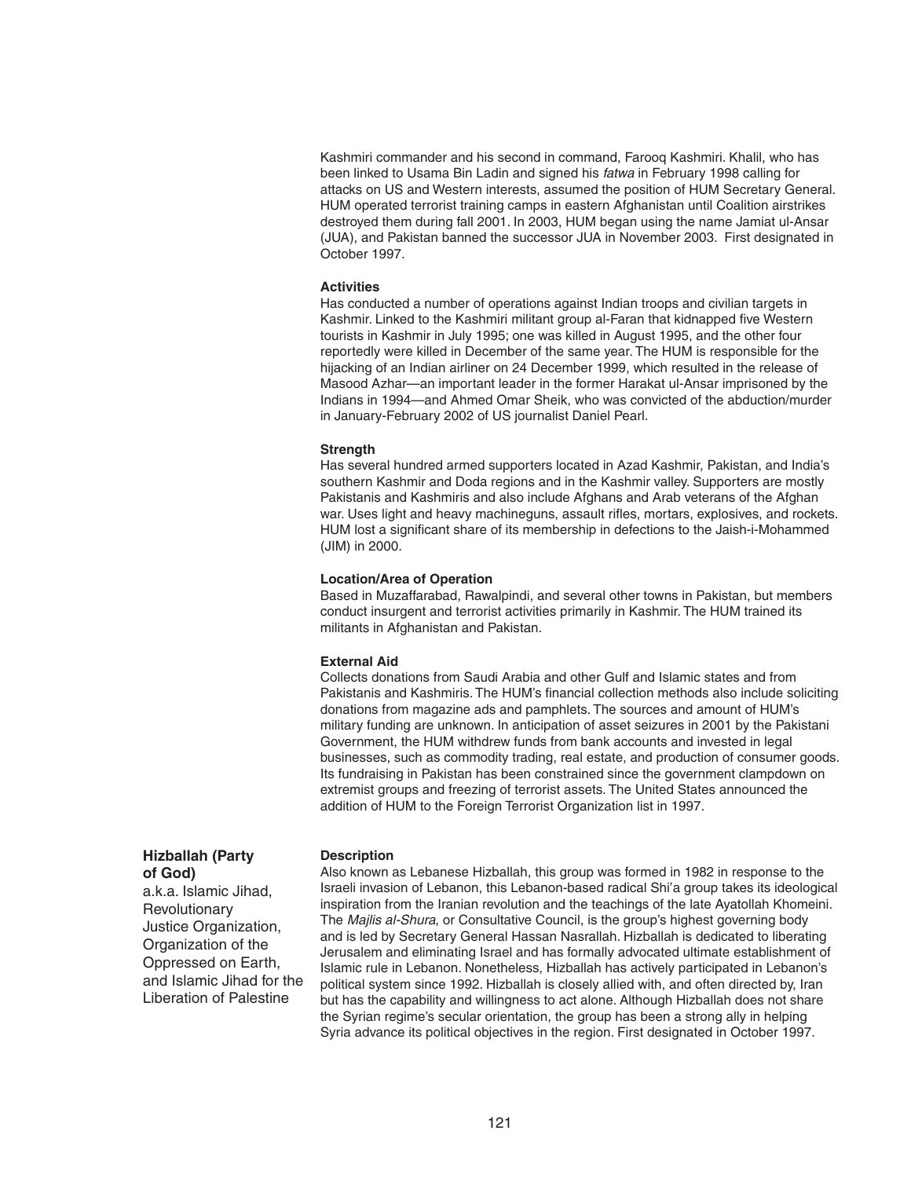Kashmiri commander and his second in command, Farooq Kashmiri. Khalil, who has been linked to Usama Bin Ladin and signed his *fatwa* in February 1998 calling for attacks on US and Western interests, assumed the position of HUM Secretary General. HUM operated terrorist training camps in eastern Afghanistan until Coalition airstrikes destroyed them during fall 2001. In 2003, HUM began using the name Jamiat ul-Ansar (JUA), and Pakistan banned the successor JUA in November 2003. First designated in October 1997.

**Activities**

Has conducted a number of operations against Indian troops and civilian targets in Kashmir. Linked to the Kashmiri militant group al-Faran that kidnapped five Western tourists in Kashmir in July 1995; one was killed in August 1995, and the other four reportedly were killed in December of the same year. The HUM is responsible for the hijacking of an Indian airliner on 24 December 1999, which resulted in the release of Masood Azhar—an important leader in the former Harakat ul-Ansar imprisoned by the Indians in 1994—and Ahmed Omar Sheik, who was convicted of the abduction/murder in January-February 2002 of US journalist Daniel Pearl.

**Strength**

Has several hundred armed supporters located in Azad Kashmir, Pakistan, and India's southern Kashmir and Doda regions and in the Kashmir valley. Supporters are mostly Pakistanis and Kashmiris and also include Afghans and Arab veterans of the Afghan war. Uses light and heavy machineguns, assault rifles, mortars, explosives, and rockets. HUM lost a significant share of its membership in defections to the Jaish-i-Mohammed (JIM) in 2000.

**Location/Area of Operation**

Based in Muzaffarabad, Rawalpindi, and several other towns in Pakistan, but members conduct insurgent and terrorist activities primarily in Kashmir. The HUM trained its militants in Afghanistan and Pakistan.

**External Aid**

Collects donations from Saudi Arabia and other Gulf and Islamic states and from Pakistanis and Kashmiris. The HUM's financial collection methods also include soliciting donations from magazine ads and pamphlets. The sources and amount of HUM's military funding are unknown. In anticipation of asset seizures in 2001 by the Pakistani Government, the HUM withdrew funds from bank accounts and invested in legal businesses, such as commodity trading, real estate, and production of consumer goods. Its fundraising in Pakistan has been constrained since the government clampdown on extremist groups and freezing of terrorist assets. The United States announced the addition of HUM to the Foreign Terrorist Organization list in 1997.

## Hizballah (Party of God)

a.k.a. Islamic Jihad, Revolutionary Justice Organization, Organization of the Oppressed on Earth, and Islamic Jihad for the Liberation of Palestine

**Description**

Also known as Lebanese Hizballah, this group was formed in 1982 in response to the Israeli invasion of Lebanon, this Lebanon-based radical Shi'a group takes its ideological inspiration from the Iranian revolution and the teachings of the late Ayatollah Khomeini. The *Majlis al-Shura*, or Consultative Council, is the group's highest governing body and is led by Secretary General Hassan Nasrallah. Hizballah is dedicated to liberating Jerusalem and eliminating Israel and has formally advocated ultimate establishment of Islamic rule in Lebanon. Nonetheless, Hizballah has actively participated in Lebanon's political system since 1992. Hizballah is closely allied with, and often directed by, Iran but has the capability and willingness to act alone. Although Hizballah does not share the Syrian regime's secular orientation, the group has been a strong ally in helping Syria advance its political objectives in the region. First designated in October 1997.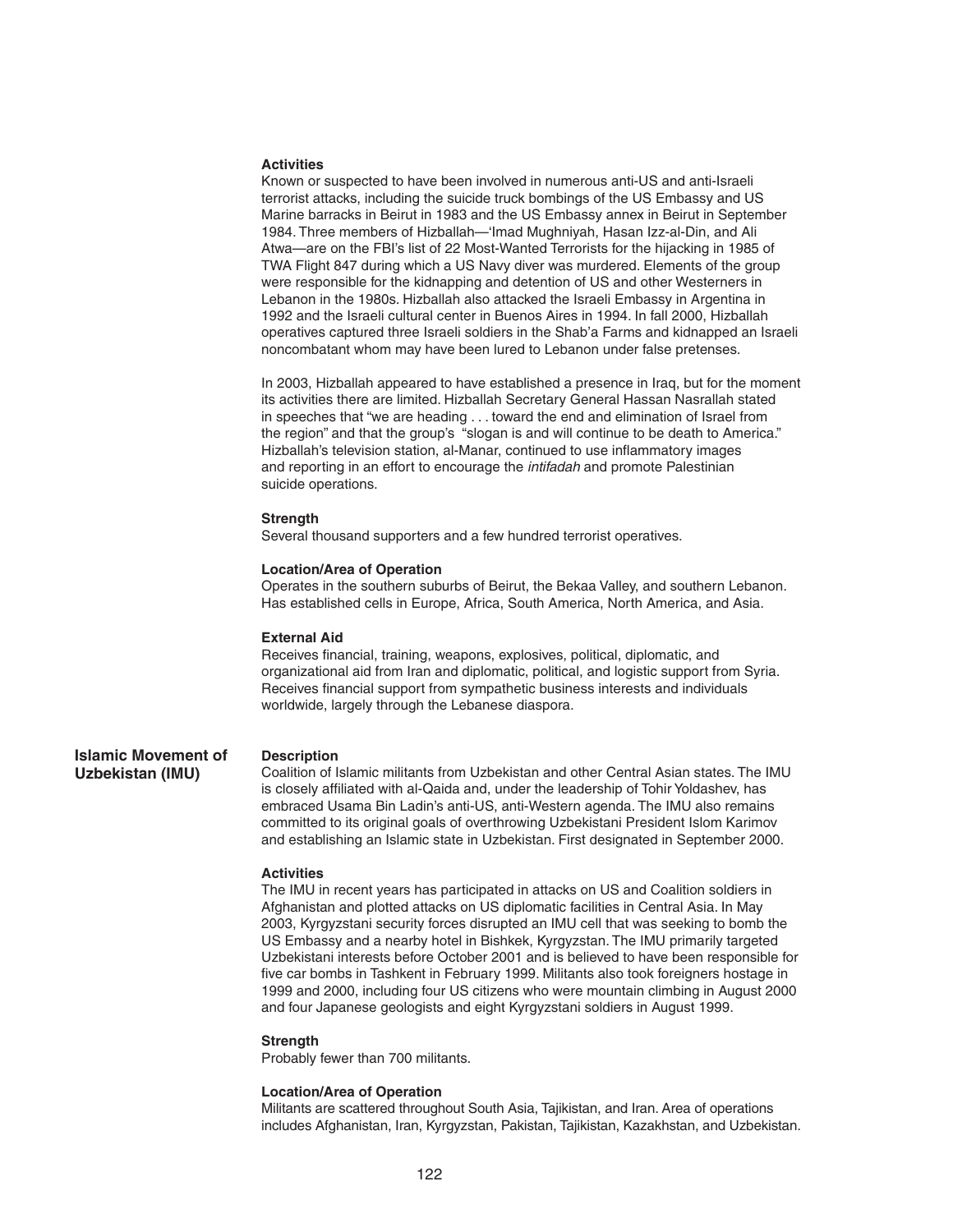#### Activities

Known or suspected to have been involved in numerous anti-US and anti-Israeli terrorist attacks, including the suicide truck bombings of the US Embassy and US Marine barracks in Beirut in 1983 and the US Embassy annex in Beirut in September 1984. Three members of Hizballah—'Imad Mughniyah, Hasan Izz-al-Din, and Ali Atwa—are on the FBI's list of 22 Most-Wanted Terrorists for the hijacking in 1985 of TWA Flight 847 during which a US Navy diver was murdered. Elements of the group were responsible for the kidnapping and detention of US and other Westerners in Lebanon in the 1980s. Hizballah also attacked the Israeli Embassy in Argentina in 1992 and the Israeli cultural center in Buenos Aires in 1994. In fall 2000, Hizballah operatives captured three Israeli soldiers in the Shab'a Farms and kidnapped an Israeli noncombatant whom may have been lured to Lebanon under false pretenses.

In 2003, Hizballah appeared to have established a presence in Iraq, but for the moment its activities there are limited. Hizballah Secretary General Hassan Nasrallah stated in speeches that "we are heading . . . toward the end and elimination of Israel from the region" and that the group's "slogan is and will continue to be death to America." Hizballah's television station, al-Manar, continued to use inflammatory images and reporting in an effort to encourage the *intifadah* and promote Palestinian suicide operations.

#### Strength

Several thousand supporters and a few hundred terrorist operatives.

#### Location/Area of Operation

Operates in the southern suburbs of Beirut, the Bekaa Valley, and southern Lebanon. Has established cells in Europe, Africa, South America, North America, and Asia.

#### External Aid

Receives financial, training, weapons, explosives, political, diplomatic, and organizational aid from Iran and diplomatic, political, and logistic support from Syria. Receives financial support from sympathetic business interests and individuals worldwide, largely through the Lebanese diaspora.

### Islamic Movement of Uzbekistan (IMU)

#### Description

Coalition of Islamic militants from Uzbekistan and other Central Asian states. The IMU is closely affiliated with al-Qaida and, under the leadership of Tohir Yoldashev, has embraced Usama Bin Ladin's anti-US, anti-Western agenda. The IMU also remains committed to its original goals of overthrowing Uzbekistani President Islom Karimov and establishing an Islamic state in Uzbekistan. First designated in September 2000.

#### Activities

The IMU in recent years has participated in attacks on US and Coalition soldiers in Afghanistan and plotted attacks on US diplomatic facilities in Central Asia. In May 2003, Kyrgyzstani security forces disrupted an IMU cell that was seeking to bomb the US Embassy and a nearby hotel in Bishkek, Kyrgyzstan. The IMU primarily targeted Uzbekistani interests before October 2001 and is believed to have been responsible for five car bombs in Tashkent in February 1999. Militants also took foreigners hostage in 1999 and 2000, including four US citizens who were mountain climbing in August 2000 and four Japanese geologists and eight Kyrgyzstani soldiers in August 1999.

#### Strength

Probably fewer than 700 militants.

#### Location/Area of Operation

Militants are scattered throughout South Asia, Tajikistan, and Iran. Area of operations includes Afghanistan, Iran, Kyrgyzstan, Pakistan, Tajikistan, Kazakhstan, and Uzbekistan.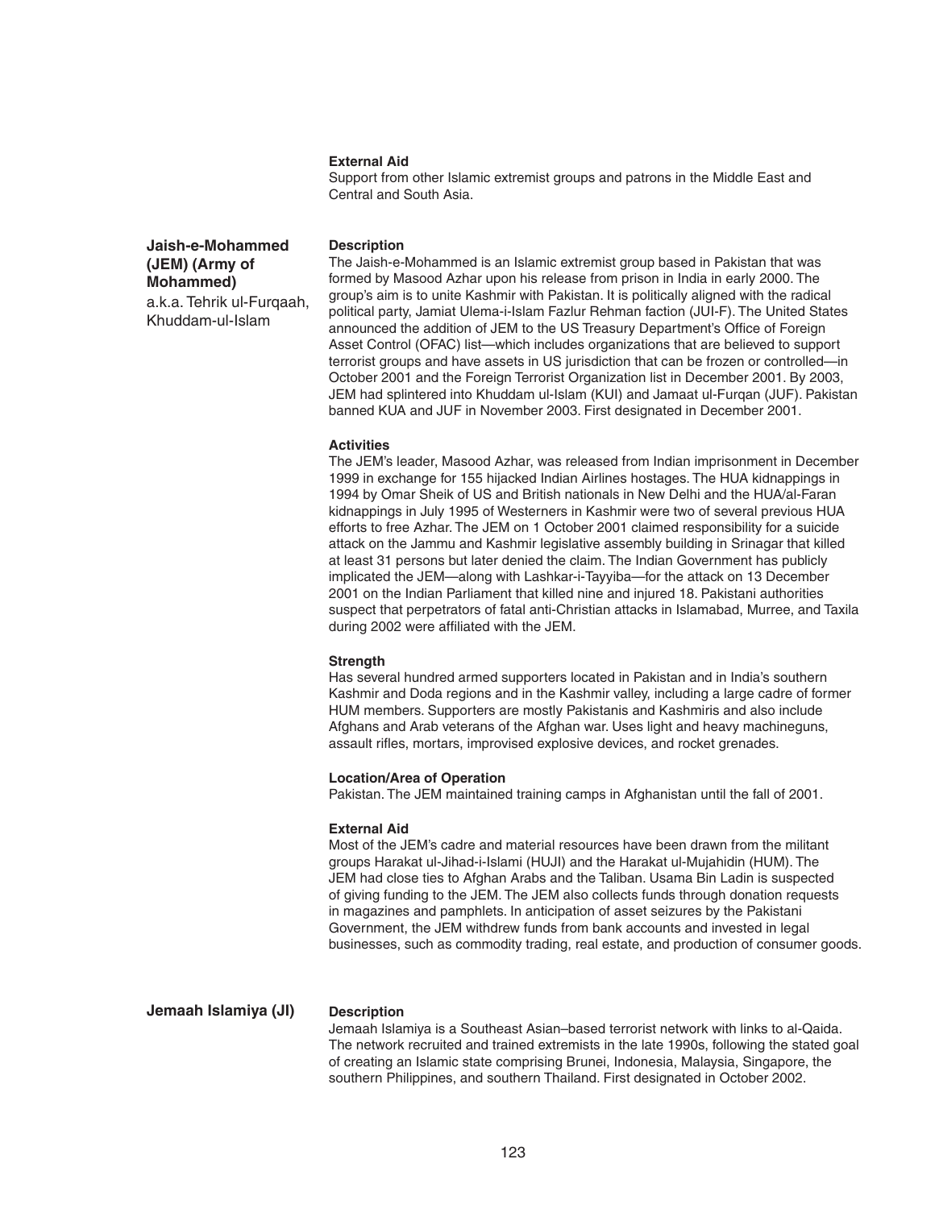**External Aid**

Support from other Islamic extremist groups and patrons in the Middle East and Central and South Asia.

## Jaish-e-Mohammed (JEM) (Army of Mohammed)

a.k.a. Tehrik ul-Furqaah, Khuddam-ul-Islam

**Description**

The Jaish-e-Mohammed is an Islamic extremist group based in Pakistan that was formed by Masood Azhar upon his release from prison in India in early 2000. The group's aim is to unite Kashmir with Pakistan. It is politically aligned with the radical political party, Jamiat Ulema-i-Islam Fazlur Rehman faction (JUI-F). The United States announced the addition of JEM to the US Treasury Department's Office of Foreign Asset Control (OFAC) list—which includes organizations that are believed to support terrorist groups and have assets in US jurisdiction that can be frozen or controlled—in October 2001 and the Foreign Terrorist Organization list in December 2001. By 2003, JEM had splintered into Khuddam ul-Islam (KUI) and Jamaat ul-Furqan (JUF). Pakistan banned KUA and JUF in November 2003. First designated in December 2001.

**Activities**

The JEM's leader, Masood Azhar, was released from Indian imprisonment in December 1999 in exchange for 155 hijacked Indian Airlines hostages. The HUA kidnappings in 1994 by Omar Sheik of US and British nationals in New Delhi and the HUA/al-Faran kidnappings in July 1995 of Westerners in Kashmir were two of several previous HUA efforts to free Azhar. The JEM on 1 October 2001 claimed responsibility for a suicide attack on the Jammu and Kashmir legislative assembly building in Srinagar that killed at least 31 persons but later denied the claim. The Indian Government has publicly implicated the JEM—along with Lashkar-i-Tayyiba—for the attack on 13 December 2001 on the Indian Parliament that killed nine and injured 18. Pakistani authorities suspect that perpetrators of fatal anti-Christian attacks in Islamabad, Murree, and Taxila during 2002 were affiliated with the JEM.

**Strength**

Has several hundred armed supporters located in Pakistan and in India's southern Kashmir and Doda regions and in the Kashmir valley, including a large cadre of former HUM members. Supporters are mostly Pakistanis and Kashmiris and also include Afghans and Arab veterans of the Afghan war. Uses light and heavy machineguns, assault rifles, mortars, improvised explosive devices, and rocket grenades.

**Location/Area of Operation**

Pakistan. The JEM maintained training camps in Afghanistan until the fall of 2001.

**External Aid**

Most of the JEM's cadre and material resources have been drawn from the militant groups Harakat ul-Jihad-i-Islami (HUJI) and the Harakat ul-Mujahidin (HUM). The JEM had close ties to Afghan Arabs and the Taliban. Usama Bin Ladin is suspected of giving funding to the JEM. The JEM also collects funds through donation requests in magazines and pamphlets. In anticipation of asset seizures by the Pakistani Government, the JEM withdrew funds from bank accounts and invested in legal businesses, such as commodity trading, real estate, and production of consumer goods.

## Jemaah Islamiya (JI)

**Description**

Jemaah Islamiya is a Southeast Asian–based terrorist network with links to al-Qaida. The network recruited and trained extremists in the late 1990s, following the stated goal of creating an Islamic state comprising Brunei, Indonesia, Malaysia, Singapore, the southern Philippines, and southern Thailand. First designated in October 2002.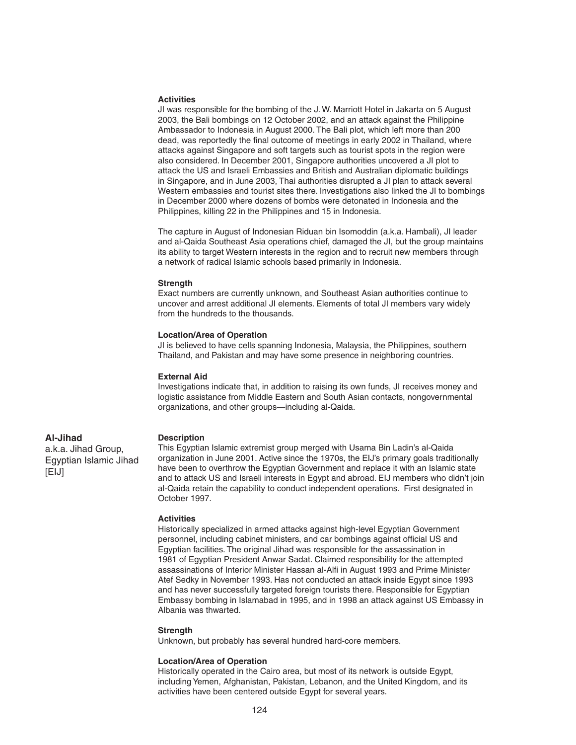**Activities**

JI was responsible for the bombing of the J. W. Marriott Hotel in Jakarta on 5 August 2003, the Bali bombings on 12 October 2002, and an attack against the Philippine Ambassador to Indonesia in August 2000. The Bali plot, which left more than 200 dead, was reportedly the final outcome of meetings in early 2002 in Thailand, where attacks against Singapore and soft targets such as tourist spots in the region were also considered. In December 2001, Singapore authorities uncovered a JI plot to attack the US and Israeli Embassies and British and Australian diplomatic buildings in Singapore, and in June 2003, Thai authorities disrupted a JI plan to attack several Western embassies and tourist sites there. Investigations also linked the JI to bombings in December 2000 where dozens of bombs were detonated in Indonesia and the Philippines, killing 22 in the Philippines and 15 in Indonesia.

The capture in August of Indonesian Riduan bin Isomoddin (a.k.a. Hambali), JI leader and al-Qaida Southeast Asia operations chief, damaged the JI, but the group maintains its ability to target Western interests in the region and to recruit new members through a network of radical Islamic schools based primarily in Indonesia.

**Strength**

Exact numbers are currently unknown, and Southeast Asian authorities continue to uncover and arrest additional JI elements. Elements of total JI members vary widely from the hundreds to the thousands.

**Location/Area of Operation**

JI is believed to have cells spanning Indonesia, Malaysia, the Philippines, southern Thailand, and Pakistan and may have some presence in neighboring countries.

**External Aid**

Investigations indicate that, in addition to raising its own funds, JI receives money and logistic assistance from Middle Eastern and South Asian contacts, nongovernmental organizations, and other groups—including al-Qaida.

## Al-Jihad

a.k.a. Jihad Group, Egyptian Islamic Jihad [EIJ]

**Description**

This Egyptian Islamic extremist group merged with Usama Bin Ladin's al-Qaida organization in June 2001. Active since the 1970s, the EIJ's primary goals traditionally have been to overthrow the Egyptian Government and replace it with an Islamic state and to attack US and Israeli interests in Egypt and abroad. EIJ members who didn't join al-Qaida retain the capability to conduct independent operations. First designated in October 1997.

**Activities**

Historically specialized in armed attacks against high-level Egyptian Government personnel, including cabinet ministers, and car bombings against official US and Egyptian facilities. The original Jihad was responsible for the assassination in 1981 of Egyptian President Anwar Sadat. Claimed responsibility for the attempted assassinations of Interior Minister Hassan al-Alfi in August 1993 and Prime Minister Atef Sedky in November 1993. Has not conducted an attack inside Egypt since 1993 and has never successfully targeted foreign tourists there. Responsible for Egyptian Embassy bombing in Islamabad in 1995, and in 1998 an attack against US Embassy in Albania was thwarted.

**Strength**

Unknown, but probably has several hundred hard-core members.

**Location/Area of Operation**

Historically operated in the Cairo area, but most of its network is outside Egypt, including Yemen, Afghanistan, Pakistan, Lebanon, and the United Kingdom, and its activities have been centered outside Egypt for several years.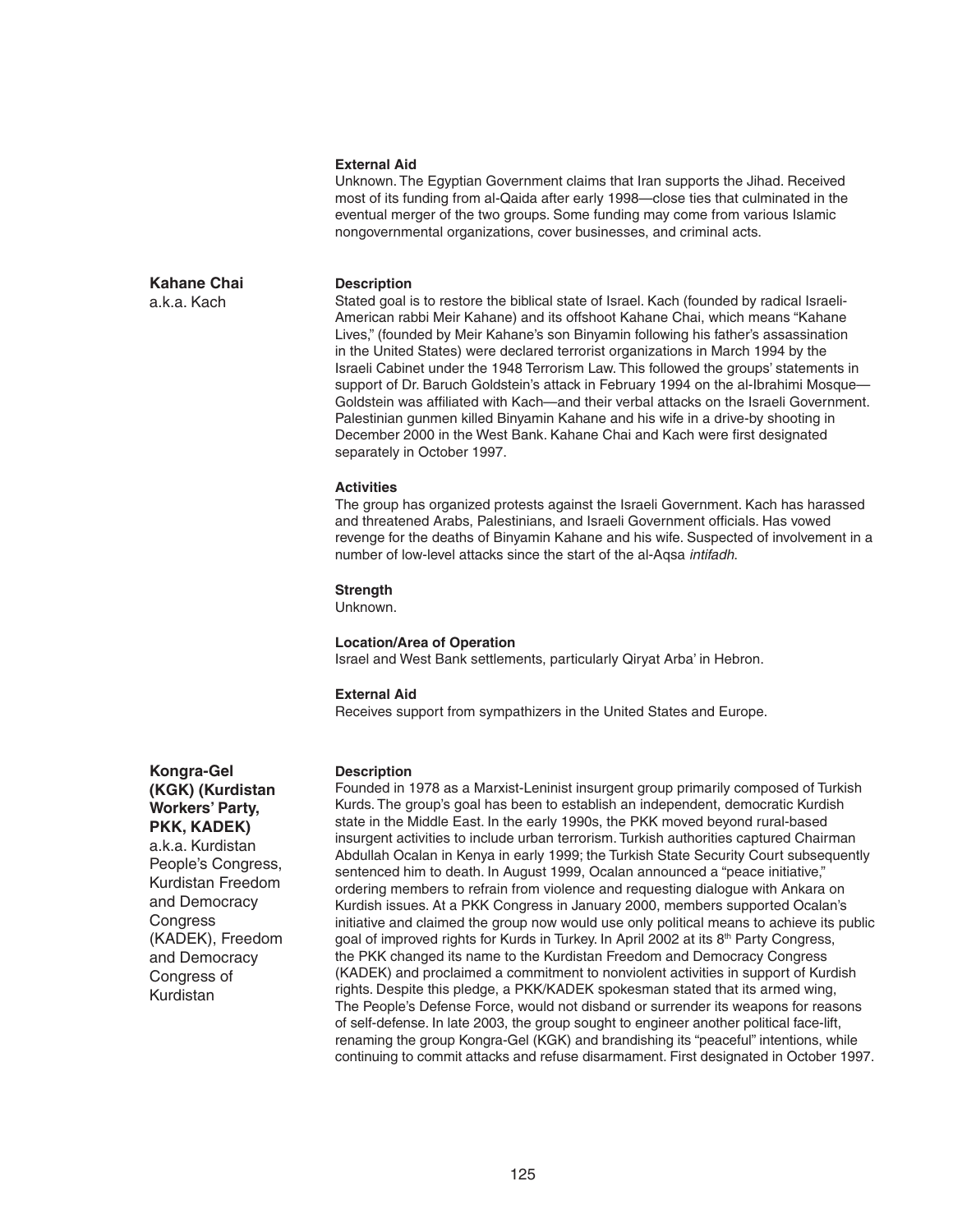**External Aid**

Unknown. The Egyptian Government claims that Iran supports the Jihad. Received most of its funding from al-Qaida after early 1998—close ties that culminated in the eventual merger of the two groups. Some funding may come from various Islamic nongovernmental organizations, cover businesses, and criminal acts.

## Kahane Chai

a.k.a. Kach

**Description**

Stated goal is to restore the biblical state of Israel. Kach (founded by radical Israeli-American rabbi Meir Kahane) and its offshoot Kahane Chai, which means "Kahane Lives," (founded by Meir Kahane's son Binyamin following his father's assassination in the United States) were declared terrorist organizations in March 1994 by the Israeli Cabinet under the 1948 Terrorism Law. This followed the groups' statements in support of Dr. Baruch Goldstein's attack in February 1994 on the al-Ibrahimi Mosque—Goldstein was affiliated with Kach—and their verbal attacks on the Israeli Government. Palestinian gunmen killed Binyamin Kahane and his wife in a drive-by shooting in December 2000 in the West Bank. Kahane Chai and Kach were first designated separately in October 1997.

**Activities**

The group has organized protests against the Israeli Government. Kach has harassed and threatened Arabs, Palestinians, and Israeli Government officials. Has vowed revenge for the deaths of Binyamin Kahane and his wife. Suspected of involvement in a number of low-level attacks since the start of the al-Aqsa *intifadh.*

**Strength**

Unknown.

**Location/Area of Operation**

Israel and West Bank settlements, particularly Qiryat Arba' in Hebron.

**External Aid**

Receives support from sympathizers in the United States and Europe.

## Kongra-Gel (KGK) (Kurdistan Workers' Party, PKK, KADEK)

a.k.a. Kurdistan People's Congress, Kurdistan Freedom and Democracy Congress (KADEK), Freedom and Democracy Congress of Kurdistan

**Description**

Founded in 1978 as a Marxist-Leninist insurgent group primarily composed of Turkish Kurds. The group's goal has been to establish an independent, democratic Kurdish state in the Middle East. In the early 1990s, the PKK moved beyond rural-based insurgent activities to include urban terrorism. Turkish authorities captured Chairman Abdullah Ocalan in Kenya in early 1999; the Turkish State Security Court subsequently sentenced him to death. In August 1999, Ocalan announced a "peace initiative," ordering members to refrain from violence and requesting dialogue with Ankara on Kurdish issues. At a PKK Congress in January 2000, members supported Ocalan's initiative and claimed the group now would use only political means to achieve its public goal of improved rights for Kurds in Turkey. In April 2002 at its 8th Party Congress, the PKK changed its name to the Kurdistan Freedom and Democracy Congress (KADEK) and proclaimed a commitment to nonviolent activities in support of Kurdish rights. Despite this pledge, a PKK/KADEK spokesman stated that its armed wing, The People's Defense Force, would not disband or surrender its weapons for reasons of self-defense. In late 2003, the group sought to engineer another political face-lift, renaming the group Kongra-Gel (KGK) and brandishing its "peaceful" intentions, while continuing to commit attacks and refuse disarmament. First designated in October 1997.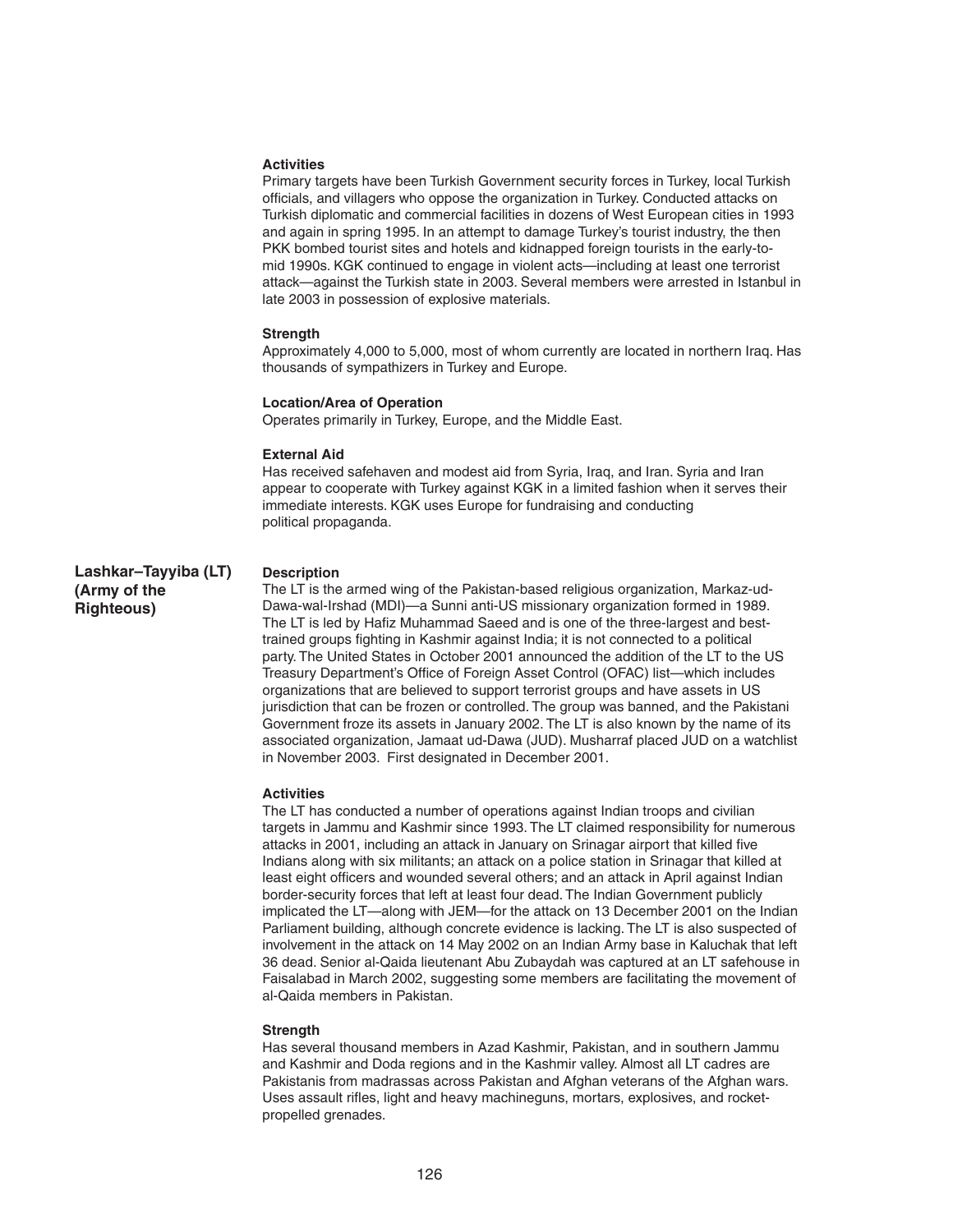### Activities

Primary targets have been Turkish Government security forces in Turkey, local Turkish officials, and villagers who oppose the organization in Turkey. Conducted attacks on Turkish diplomatic and commercial facilities in dozens of West European cities in 1993 and again in spring 1995. In an attempt to damage Turkey's tourist industry, the then PKK bombed tourist sites and hotels and kidnapped foreign tourists in the early-to-mid 1990s. KGK continued to engage in violent acts—including at least one terrorist attack—against the Turkish state in 2003. Several members were arrested in Istanbul in late 2003 in possession of explosive materials.

### Strength

Approximately 4,000 to 5,000, most of whom currently are located in northern Iraq. Has thousands of sympathizers in Turkey and Europe.

### Location/Area of Operation

Operates primarily in Turkey, Europe, and the Middle East.

### External Aid

Has received safehaven and modest aid from Syria, Iraq, and Iran. Syria and Iran appear to cooperate with Turkey against KGK in a limited fashion when it serves their immediate interests. KGK uses Europe for fundraising and conducting political propaganda.

## Lashkar–Tayyiba (LT) (Army of the Righteous)

### Description

The LT is the armed wing of the Pakistan-based religious organization, Markaz-ud-Dawa-wal-Irshad (MDI)—a Sunni anti-US missionary organization formed in 1989. The LT is led by Hafiz Muhammad Saeed and is one of the three-largest and best-trained groups fighting in Kashmir against India; it is not connected to a political party. The United States in October 2001 announced the addition of the LT to the US Treasury Department's Office of Foreign Asset Control (OFAC) list—which includes organizations that are believed to support terrorist groups and have assets in US jurisdiction that can be frozen or controlled. The group was banned, and the Pakistani Government froze its assets in January 2002. The LT is also known by the name of its associated organization, Jamaat ud-Dawa (JUD). Musharraf placed JUD on a watchlist in November 2003. First designated in December 2001.

### Activities

The LT has conducted a number of operations against Indian troops and civilian targets in Jammu and Kashmir since 1993. The LT claimed responsibility for numerous attacks in 2001, including an attack in January on Srinagar airport that killed five Indians along with six militants; an attack on a police station in Srinagar that killed at least eight officers and wounded several others; and an attack in April against Indian border-security forces that left at least four dead. The Indian Government publicly implicated the LT—along with JEM—for the attack on 13 December 2001 on the Indian Parliament building, although concrete evidence is lacking. The LT is also suspected of involvement in the attack on 14 May 2002 on an Indian Army base in Kaluchak that left 36 dead. Senior al-Qaida lieutenant Abu Zubaydah was captured at an LT safehouse in Faisalabad in March 2002, suggesting some members are facilitating the movement of al-Qaida members in Pakistan.

### Strength

Has several thousand members in Azad Kashmir, Pakistan, and in southern Jammu and Kashmir and Doda regions and in the Kashmir valley. Almost all LT cadres are Pakistanis from madrassas across Pakistan and Afghan veterans of the Afghan wars. Uses assault rifles, light and heavy machineguns, mortars, explosives, and rocket-propelled grenades.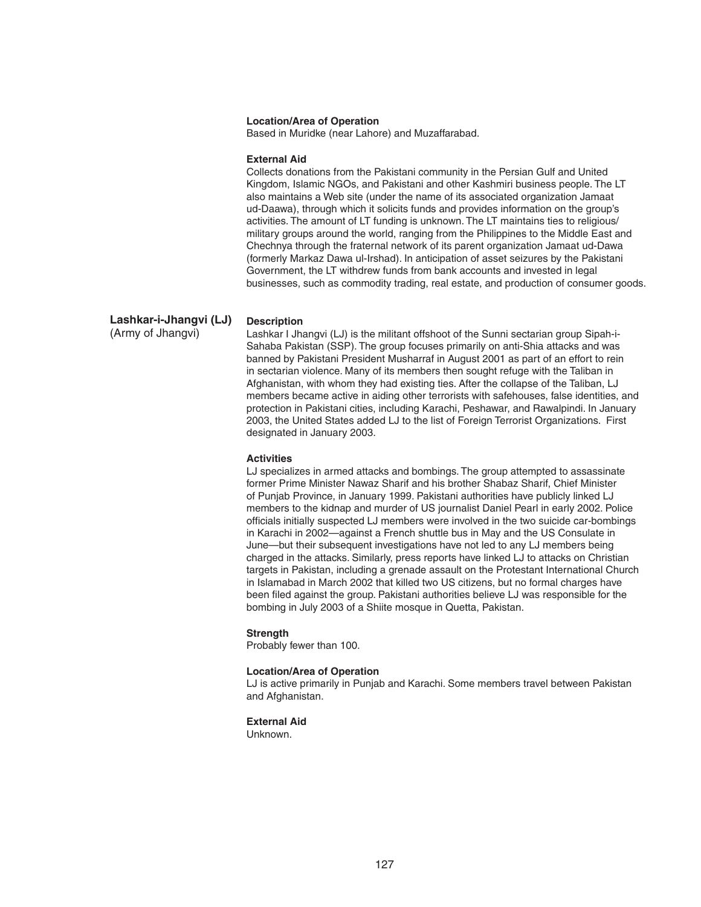**Location/Area of Operation**

Based in Muridke (near Lahore) and Muzaffarabad.

**External Aid**

Collects donations from the Pakistani community in the Persian Gulf and United Kingdom, Islamic NGOs, and Pakistani and other Kashmiri business people. The LT also maintains a Web site (under the name of its associated organization Jamaat ud-Daawa), through which it solicits funds and provides information on the group's activities. The amount of LT funding is unknown. The LT maintains ties to religious/military groups around the world, ranging from the Philippines to the Middle East and Chechnya through the fraternal network of its parent organization Jamaat ud-Dawa (formerly Markaz Dawa ul-Irshad). In anticipation of asset seizures by the Pakistani Government, the LT withdrew funds from bank accounts and invested in legal businesses, such as commodity trading, real estate, and production of consumer goods.

## Lashkar-i-Jhangvi (LJ)

(Army of Jhangvi)

**Description**

Lashkar I Jhangvi (LJ) is the militant offshoot of the Sunni sectarian group Sipah-i-Sahaba Pakistan (SSP). The group focuses primarily on anti-Shia attacks and was banned by Pakistani President Musharraf in August 2001 as part of an effort to rein in sectarian violence. Many of its members then sought refuge with the Taliban in Afghanistan, with whom they had existing ties. After the collapse of the Taliban, LJ members became active in aiding other terrorists with safehouses, false identities, and protection in Pakistani cities, including Karachi, Peshawar, and Rawalpindi. In January 2003, the United States added LJ to the list of Foreign Terrorist Organizations. First designated in January 2003.

**Activities**

LJ specializes in armed attacks and bombings. The group attempted to assassinate former Prime Minister Nawaz Sharif and his brother Shabaz Sharif, Chief Minister of Punjab Province, in January 1999. Pakistani authorities have publicly linked LJ members to the kidnap and murder of US journalist Daniel Pearl in early 2002. Police officials initially suspected LJ members were involved in the two suicide car-bombings in Karachi in 2002—against a French shuttle bus in May and the US Consulate in June—but their subsequent investigations have not led to any LJ members being charged in the attacks. Similarly, press reports have linked LJ to attacks on Christian targets in Pakistan, including a grenade assault on the Protestant International Church in Islamabad in March 2002 that killed two US citizens, but no formal charges have been filed against the group. Pakistani authorities believe LJ was responsible for the bombing in July 2003 of a Shiite mosque in Quetta, Pakistan.

**Strength**

Probably fewer than 100.

**Location/Area of Operation**

LJ is active primarily in Punjab and Karachi. Some members travel between Pakistan and Afghanistan.

**External Aid**

Unknown.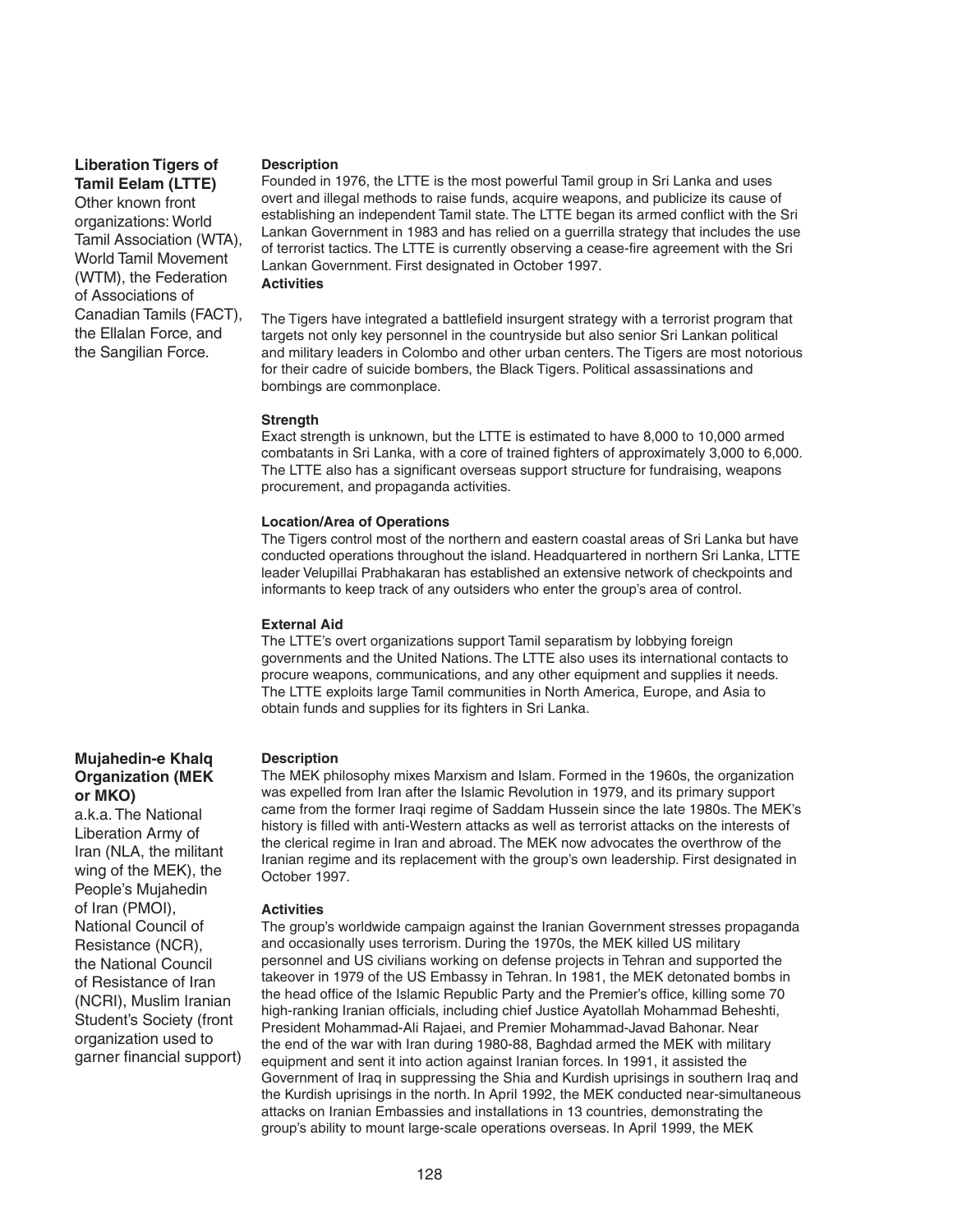## Liberation Tigers of Tamil Eelam (LTTE)

Other known front organizations: World Tamil Association (WTA), World Tamil Movement (WTM), the Federation of Associations of Canadian Tamils (FACT), the Ellalan Force, and the Sangilian Force.

**Description**

Founded in 1976, the LTTE is the most powerful Tamil group in Sri Lanka and uses overt and illegal methods to raise funds, acquire weapons, and publicize its cause of establishing an independent Tamil state. The LTTE began its armed conflict with the Sri Lankan Government in 1983 and has relied on a guerrilla strategy that includes the use of terrorist tactics. The LTTE is currently observing a cease-fire agreement with the Sri Lankan Government. First designated in October 1997.

**Activities**

The Tigers have integrated a battlefield insurgent strategy with a terrorist program that targets not only key personnel in the countryside but also senior Sri Lankan political and military leaders in Colombo and other urban centers. The Tigers are most notorious for their cadre of suicide bombers, the Black Tigers. Political assassinations and bombings are commonplace.

**Strength**

Exact strength is unknown, but the LTTE is estimated to have 8,000 to 10,000 armed combatants in Sri Lanka, with a core of trained fighters of approximately 3,000 to 6,000. The LTTE also has a significant overseas support structure for fundraising, weapons procurement, and propaganda activities.

**Location/Area of Operations**

The Tigers control most of the northern and eastern coastal areas of Sri Lanka but have conducted operations throughout the island. Headquartered in northern Sri Lanka, LTTE leader Velupillai Prabhakaran has established an extensive network of checkpoints and informants to keep track of any outsiders who enter the group's area of control.

**External Aid**

The LTTE's overt organizations support Tamil separatism by lobbying foreign governments and the United Nations. The LTTE also uses its international contacts to procure weapons, communications, and any other equipment and supplies it needs. The LTTE exploits large Tamil communities in North America, Europe, and Asia to obtain funds and supplies for its fighters in Sri Lanka.

## Mujahedin-e Khalq Organization (MEK or MKO)

a.k.a. The National Liberation Army of Iran (NLA, the militant wing of the MEK), the People's Mujahedin of Iran (PMOI), National Council of Resistance (NCR), the National Council of Resistance of Iran (NCRI), Muslim Iranian Student's Society (front organization used to garner financial support)

**Description**

The MEK philosophy mixes Marxism and Islam. Formed in the 1960s, the organization was expelled from Iran after the Islamic Revolution in 1979, and its primary support came from the former Iraqi regime of Saddam Hussein since the late 1980s. The MEK's history is filled with anti-Western attacks as well as terrorist attacks on the interests of the clerical regime in Iran and abroad. The MEK now advocates the overthrow of the Iranian regime and its replacement with the group's own leadership. First designated in October 1997.

**Activities**

The group's worldwide campaign against the Iranian Government stresses propaganda and occasionally uses terrorism. During the 1970s, the MEK killed US military personnel and US civilians working on defense projects in Tehran and supported the takeover in 1979 of the US Embassy in Tehran. In 1981, the MEK detonated bombs in the head office of the Islamic Republic Party and the Premier's office, killing some 70 high-ranking Iranian officials, including chief Justice Ayatollah Mohammad Beheshti, President Mohammad-Ali Rajaei, and Premier Mohammad-Javad Bahonar. Near the end of the war with Iran during 1980-88, Baghdad armed the MEK with military equipment and sent it into action against Iranian forces. In 1991, it assisted the Government of Iraq in suppressing the Shia and Kurdish uprisings in southern Iraq and the Kurdish uprisings in the north. In April 1992, the MEK conducted near-simultaneous attacks on Iranian Embassies and installations in 13 countries, demonstrating the group's ability to mount large-scale operations overseas. In April 1999, the MEK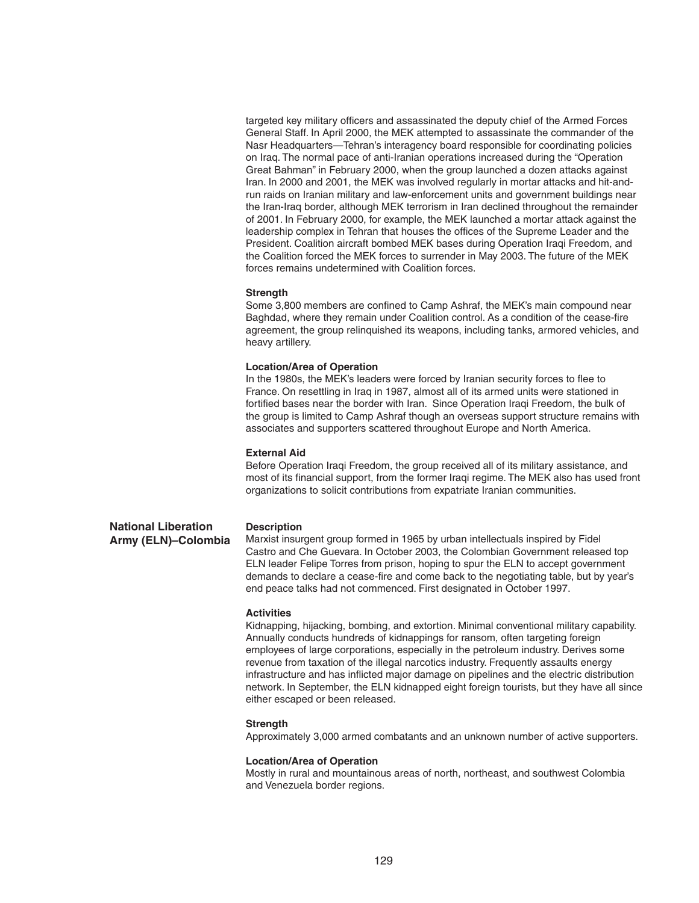targeted key military officers and assassinated the deputy chief of the Armed Forces General Staff. In April 2000, the MEK attempted to assassinate the commander of the Nasr Headquarters—Tehran's interagency board responsible for coordinating policies on Iraq. The normal pace of anti-Iranian operations increased during the "Operation Great Bahman" in February 2000, when the group launched a dozen attacks against Iran. In 2000 and 2001, the MEK was involved regularly in mortar attacks and hit-and-run raids on Iranian military and law-enforcement units and government buildings near the Iran-Iraq border, although MEK terrorism in Iran declined throughout the remainder of 2001. In February 2000, for example, the MEK launched a mortar attack against the leadership complex in Tehran that houses the offices of the Supreme Leader and the President. Coalition aircraft bombed MEK bases during Operation Iraqi Freedom, and the Coalition forced the MEK forces to surrender in May 2003. The future of the MEK forces remains undetermined with Coalition forces.

**Strength**

Some 3,800 members are confined to Camp Ashraf, the MEK's main compound near Baghdad, where they remain under Coalition control. As a condition of the cease-fire agreement, the group relinquished its weapons, including tanks, armored vehicles, and heavy artillery.

**Location/Area of Operation**

In the 1980s, the MEK's leaders were forced by Iranian security forces to flee to France. On resettling in Iraq in 1987, almost all of its armed units were stationed in fortified bases near the border with Iran. Since Operation Iraqi Freedom, the bulk of the group is limited to Camp Ashraf though an overseas support structure remains with associates and supporters scattered throughout Europe and North America.

**External Aid**

Before Operation Iraqi Freedom, the group received all of its military assistance, and most of its financial support, from the former Iraqi regime. The MEK also has used front organizations to solicit contributions from expatriate Iranian communities.

## National Liberation Army (ELN)–Colombia

**Description**

Marxist insurgent group formed in 1965 by urban intellectuals inspired by Fidel Castro and Che Guevara. In October 2003, the Colombian Government released top ELN leader Felipe Torres from prison, hoping to spur the ELN to accept government demands to declare a cease-fire and come back to the negotiating table, but by year's end peace talks had not commenced. First designated in October 1997.

**Activities**

Kidnapping, hijacking, bombing, and extortion. Minimal conventional military capability. Annually conducts hundreds of kidnappings for ransom, often targeting foreign employees of large corporations, especially in the petroleum industry. Derives some revenue from taxation of the illegal narcotics industry. Frequently assaults energy infrastructure and has inflicted major damage on pipelines and the electric distribution network. In September, the ELN kidnapped eight foreign tourists, but they have all since either escaped or been released.

**Strength**

Approximately 3,000 armed combatants and an unknown number of active supporters.

**Location/Area of Operation**

Mostly in rural and mountainous areas of north, northeast, and southwest Colombia and Venezuela border regions.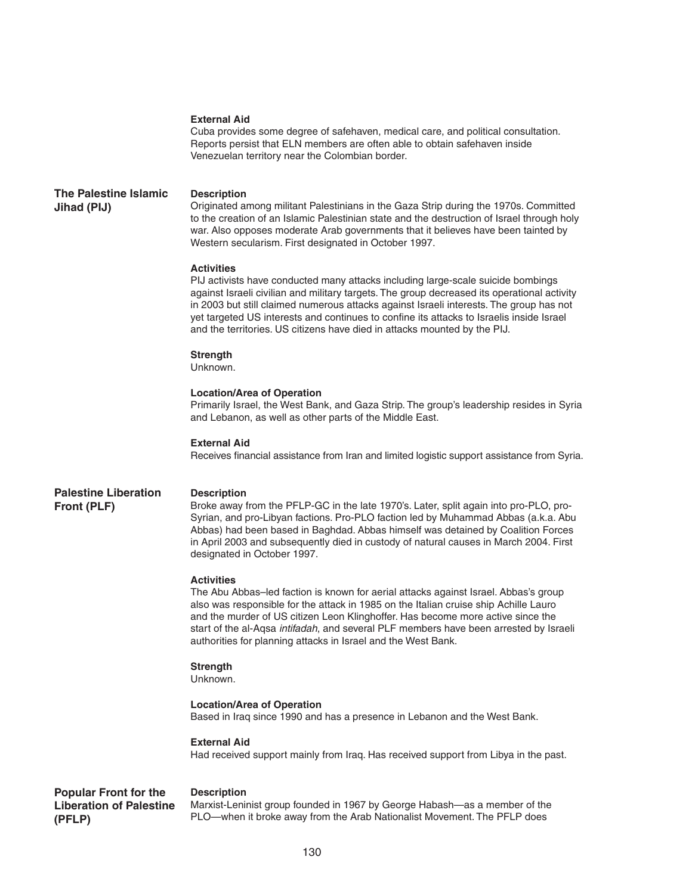**External Aid**

Cuba provides some degree of safehaven, medical care, and political consultation. Reports persist that ELN members are often able to obtain safehaven inside Venezuelan territory near the Colombian border.

## The Palestine Islamic Jihad (PIJ)

**Description**

Originated among militant Palestinians in the Gaza Strip during the 1970s. Committed to the creation of an Islamic Palestinian state and the destruction of Israel through holy war. Also opposes moderate Arab governments that it believes have been tainted by Western secularism. First designated in October 1997.

**Activities**

PIJ activists have conducted many attacks including large-scale suicide bombings against Israeli civilian and military targets. The group decreased its operational activity in 2003 but still claimed numerous attacks against Israeli interests. The group has not yet targeted US interests and continues to confine its attacks to Israelis inside Israel and the territories. US citizens have died in attacks mounted by the PIJ.

**Strength**

Unknown.

**Location/Area of Operation**

Primarily Israel, the West Bank, and Gaza Strip. The group's leadership resides in Syria and Lebanon, as well as other parts of the Middle East.

**External Aid**

Receives financial assistance from Iran and limited logistic support assistance from Syria.

## Palestine Liberation Front (PLF)

**Description**

Broke away from the PFLP-GC in the late 1970's. Later, split again into pro-PLO, pro-Syrian, and pro-Libyan factions. Pro-PLO faction led by Muhammad Abbas (a.k.a. Abu Abbas) had been based in Baghdad. Abbas himself was detained by Coalition Forces in April 2003 and subsequently died in custody of natural causes in March 2004. First designated in October 1997.

**Activities**

The Abu Abbas–led faction is known for aerial attacks against Israel. Abbas's group also was responsible for the attack in 1985 on the Italian cruise ship Achille Lauro and the murder of US citizen Leon Klinghoffer. Has become more active since the start of the al-Aqsa *intifadah*, and several PLF members have been arrested by Israeli authorities for planning attacks in Israel and the West Bank.

**Strength**

Unknown.

**Location/Area of Operation**

Based in Iraq since 1990 and has a presence in Lebanon and the West Bank.

**External Aid**

Had received support mainly from Iraq. Has received support from Libya in the past.

## Popular Front for the Liberation of Palestine (PFLP)

**Description**

Marxist-Leninist group founded in 1967 by George Habash—as a member of the PLO—when it broke away from the Arab Nationalist Movement. The PFLP does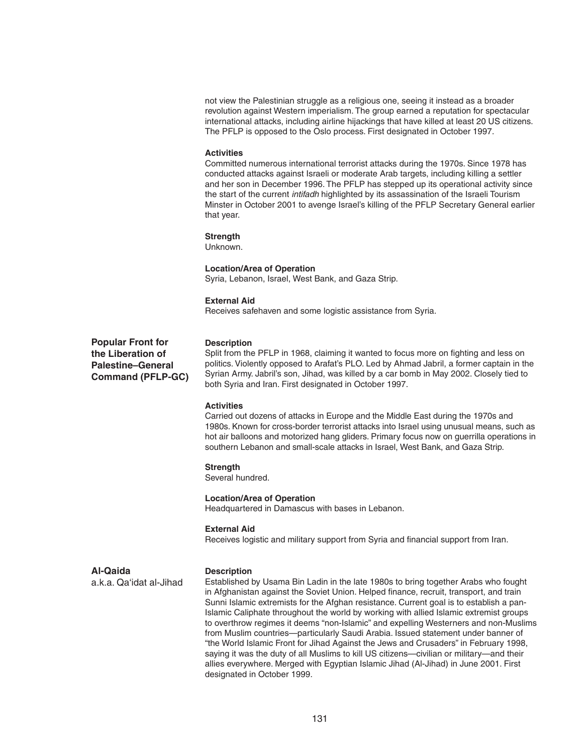not view the Palestinian struggle as a religious one, seeing it instead as a broader revolution against Western imperialism. The group earned a reputation for spectacular international attacks, including airline hijackings that have killed at least 20 US citizens. The PFLP is opposed to the Oslo process. First designated in October 1997.

**Activities**

Committed numerous international terrorist attacks during the 1970s. Since 1978 has conducted attacks against Israeli or moderate Arab targets, including killing a settler and her son in December 1996. The PFLP has stepped up its operational activity since the start of the current *intifadh* highlighted by its assassination of the Israeli Tourism Minster in October 2001 to avenge Israel's killing of the PFLP Secretary General earlier that year.

**Strength**

Unknown.

**Location/Area of Operation**

Syria, Lebanon, Israel, West Bank, and Gaza Strip.

**External Aid**

Receives safehaven and some logistic assistance from Syria.

## Popular Front for the Liberation of Palestine–General Command (PFLP-GC)

**Description**

Split from the PFLP in 1968, claiming it wanted to focus more on fighting and less on politics. Violently opposed to Arafat's PLO. Led by Ahmad Jabril, a former captain in the Syrian Army. Jabril's son, Jihad, was killed by a car bomb in May 2002. Closely tied to both Syria and Iran. First designated in October 1997.

**Activities**

Carried out dozens of attacks in Europe and the Middle East during the 1970s and 1980s. Known for cross-border terrorist attacks into Israel using unusual means, such as hot air balloons and motorized hang gliders. Primary focus now on guerrilla operations in southern Lebanon and small-scale attacks in Israel, West Bank, and Gaza Strip.

**Strength**

Several hundred.

**Location/Area of Operation**

Headquartered in Damascus with bases in Lebanon.

**External Aid**

Receives logistic and military support from Syria and financial support from Iran.

## Al-Qaida

a.k.a. Qa'idat al-Jihad

**Description**

Established by Usama Bin Ladin in the late 1980s to bring together Arabs who fought in Afghanistan against the Soviet Union. Helped finance, recruit, transport, and train Sunni Islamic extremists for the Afghan resistance. Current goal is to establish a pan-Islamic Caliphate throughout the world by working with allied Islamic extremist groups to overthrow regimes it deems "non-Islamic" and expelling Westerners and non-Muslims from Muslim countries—particularly Saudi Arabia. Issued statement under banner of "the World Islamic Front for Jihad Against the Jews and Crusaders" in February 1998, saying it was the duty of all Muslims to kill US citizens—civilian or military—and their allies everywhere. Merged with Egyptian Islamic Jihad (Al-Jihad) in June 2001. First designated in October 1999.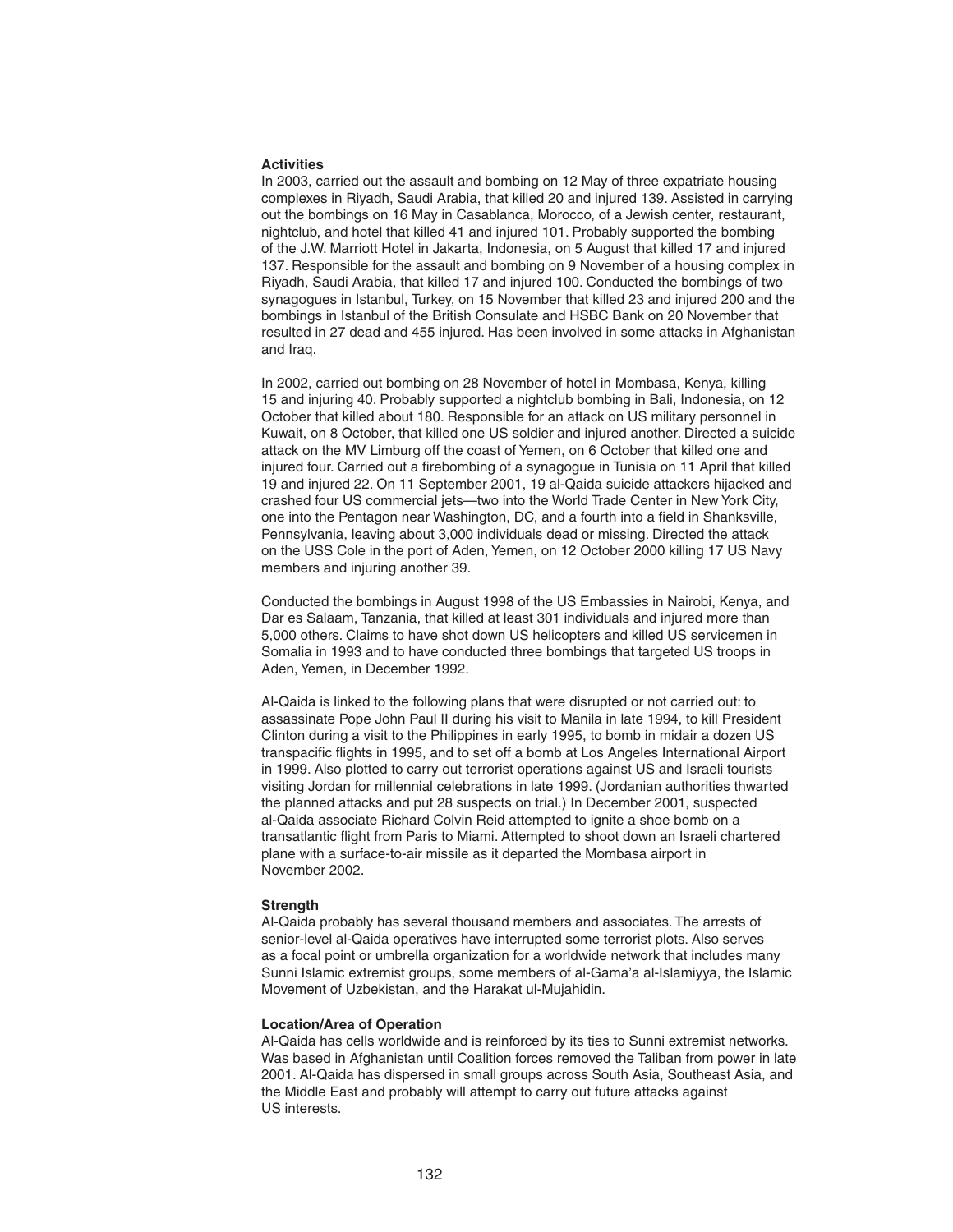**Activities**

In 2003, carried out the assault and bombing on 12 May of three expatriate housing complexes in Riyadh, Saudi Arabia, that killed 20 and injured 139. Assisted in carrying out the bombings on 16 May in Casablanca, Morocco, of a Jewish center, restaurant, nightclub, and hotel that killed 41 and injured 101. Probably supported the bombing of the J.W. Marriott Hotel in Jakarta, Indonesia, on 5 August that killed 17 and injured 137. Responsible for the assault and bombing on 9 November of a housing complex in Riyadh, Saudi Arabia, that killed 17 and injured 100. Conducted the bombings of two synagogues in Istanbul, Turkey, on 15 November that killed 23 and injured 200 and the bombings in Istanbul of the British Consulate and HSBC Bank on 20 November that resulted in 27 dead and 455 injured. Has been involved in some attacks in Afghanistan and Iraq.

In 2002, carried out bombing on 28 November of hotel in Mombasa, Kenya, killing 15 and injuring 40. Probably supported a nightclub bombing in Bali, Indonesia, on 12 October that killed about 180. Responsible for an attack on US military personnel in Kuwait, on 8 October, that killed one US soldier and injured another. Directed a suicide attack on the MV Limburg off the coast of Yemen, on 6 October that killed one and injured four. Carried out a firebombing of a synagogue in Tunisia on 11 April that killed 19 and injured 22. On 11 September 2001, 19 al-Qaida suicide attackers hijacked and crashed four US commercial jets—two into the World Trade Center in New York City, one into the Pentagon near Washington, DC, and a fourth into a field in Shanksville, Pennsylvania, leaving about 3,000 individuals dead or missing. Directed the attack on the USS Cole in the port of Aden, Yemen, on 12 October 2000 killing 17 US Navy members and injuring another 39.

Conducted the bombings in August 1998 of the US Embassies in Nairobi, Kenya, and Dar es Salaam, Tanzania, that killed at least 301 individuals and injured more than 5,000 others. Claims to have shot down US helicopters and killed US servicemen in Somalia in 1993 and to have conducted three bombings that targeted US troops in Aden, Yemen, in December 1992.

Al-Qaida is linked to the following plans that were disrupted or not carried out: to assassinate Pope John Paul II during his visit to Manila in late 1994, to kill President Clinton during a visit to the Philippines in early 1995, to bomb in midair a dozen US transpacific flights in 1995, and to set off a bomb at Los Angeles International Airport in 1999. Also plotted to carry out terrorist operations against US and Israeli tourists visiting Jordan for millennial celebrations in late 1999. (Jordanian authorities thwarted the planned attacks and put 28 suspects on trial.) In December 2001, suspected al-Qaida associate Richard Colvin Reid attempted to ignite a shoe bomb on a transatlantic flight from Paris to Miami. Attempted to shoot down an Israeli chartered plane with a surface-to-air missile as it departed the Mombasa airport in November 2002.

**Strength**

Al-Qaida probably has several thousand members and associates. The arrests of senior-level al-Qaida operatives have interrupted some terrorist plots. Also serves as a focal point or umbrella organization for a worldwide network that includes many Sunni Islamic extremist groups, some members of al-Gama'a al-Islamiyya, the Islamic Movement of Uzbekistan, and the Harakat ul-Mujahidin.

**Location/Area of Operation**

Al-Qaida has cells worldwide and is reinforced by its ties to Sunni extremist networks. Was based in Afghanistan until Coalition forces removed the Taliban from power in late 2001. Al-Qaida has dispersed in small groups across South Asia, Southeast Asia, and the Middle East and probably will attempt to carry out future attacks against US interests.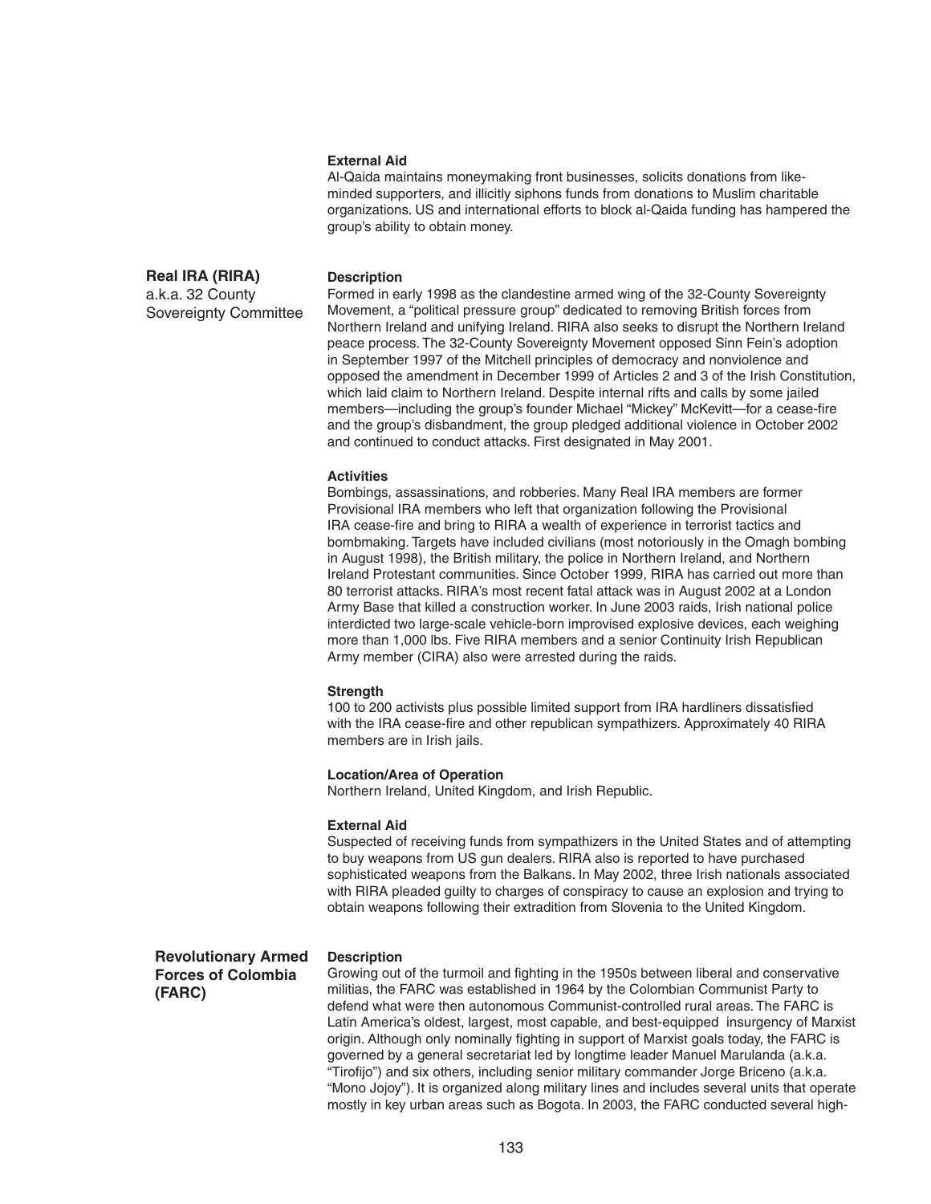#### External Aid

Al-Qaida maintains moneymaking front businesses, solicits donations from like-minded supporters, and illicitly siphons funds from donations to Muslim charitable organizations. US and international efforts to block al-Qaida funding has hampered the group's ability to obtain money.

## Real IRA (RIRA)

a.k.a. 32 County Sovereignty Committee

#### Description

Formed in early 1998 as the clandestine armed wing of the 32-County Sovereignty Movement, a "political pressure group" dedicated to removing British forces from Northern Ireland and unifying Ireland. RIRA also seeks to disrupt the Northern Ireland peace process. The 32-County Sovereignty Movement opposed Sinn Fein's adoption in September 1997 of the Mitchell principles of democracy and nonviolence and opposed the amendment in December 1999 of Articles 2 and 3 of the Irish Constitution, which laid claim to Northern Ireland. Despite internal rifts and calls by some jailed members—including the group's founder Michael "Mickey" McKevitt—for a cease-fire and the group's disbandment, the group pledged additional violence in October 2002 and continued to conduct attacks. First designated in May 2001.

#### Activities

Bombings, assassinations, and robberies. Many Real IRA members are former Provisional IRA members who left that organization following the Provisional IRA cease-fire and bring to RIRA a wealth of experience in terrorist tactics and bombmaking. Targets have included civilians (most notoriously in the Omagh bombing in August 1998), the British military, the police in Northern Ireland, and Northern Ireland Protestant communities. Since October 1999, RIRA has carried out more than 80 terrorist attacks. RIRA's most recent fatal attack was in August 2002 at a London Army Base that killed a construction worker. In June 2003 raids, Irish national police interdicted two large-scale vehicle-born improvised explosive devices, each weighing more than 1,000 lbs. Five RIRA members and a senior Continuity Irish Republican Army member (CIRA) also were arrested during the raids.

#### Strength

100 to 200 activists plus possible limited support from IRA hardliners dissatisfied with the IRA cease-fire and other republican sympathizers. Approximately 40 RIRA members are in Irish jails.

#### Location/Area of Operation

Northern Ireland, United Kingdom, and Irish Republic.

#### External Aid

Suspected of receiving funds from sympathizers in the United States and of attempting to buy weapons from US gun dealers. RIRA also is reported to have purchased sophisticated weapons from the Balkans. In May 2002, three Irish nationals associated with RIRA pleaded guilty to charges of conspiracy to cause an explosion and trying to obtain weapons following their extradition from Slovenia to the United Kingdom.

## Revolutionary Armed Forces of Colombia (FARC)

#### Description

Growing out of the turmoil and fighting in the 1950s between liberal and conservative militias, the FARC was established in 1964 by the Colombian Communist Party to defend what were then autonomous Communist-controlled rural areas. The FARC is Latin America's oldest, largest, most capable, and best-equipped insurgency of Marxist origin. Although only nominally fighting in support of Marxist goals today, the FARC is governed by a general secretariat led by longtime leader Manuel Marulanda (a.k.a. "Tirofijo") and six others, including senior military commander Jorge Briceno (a.k.a. "Mono Jojoy"). It is organized along military lines and includes several units that operate mostly in key urban areas such as Bogota. In 2003, the FARC conducted several high-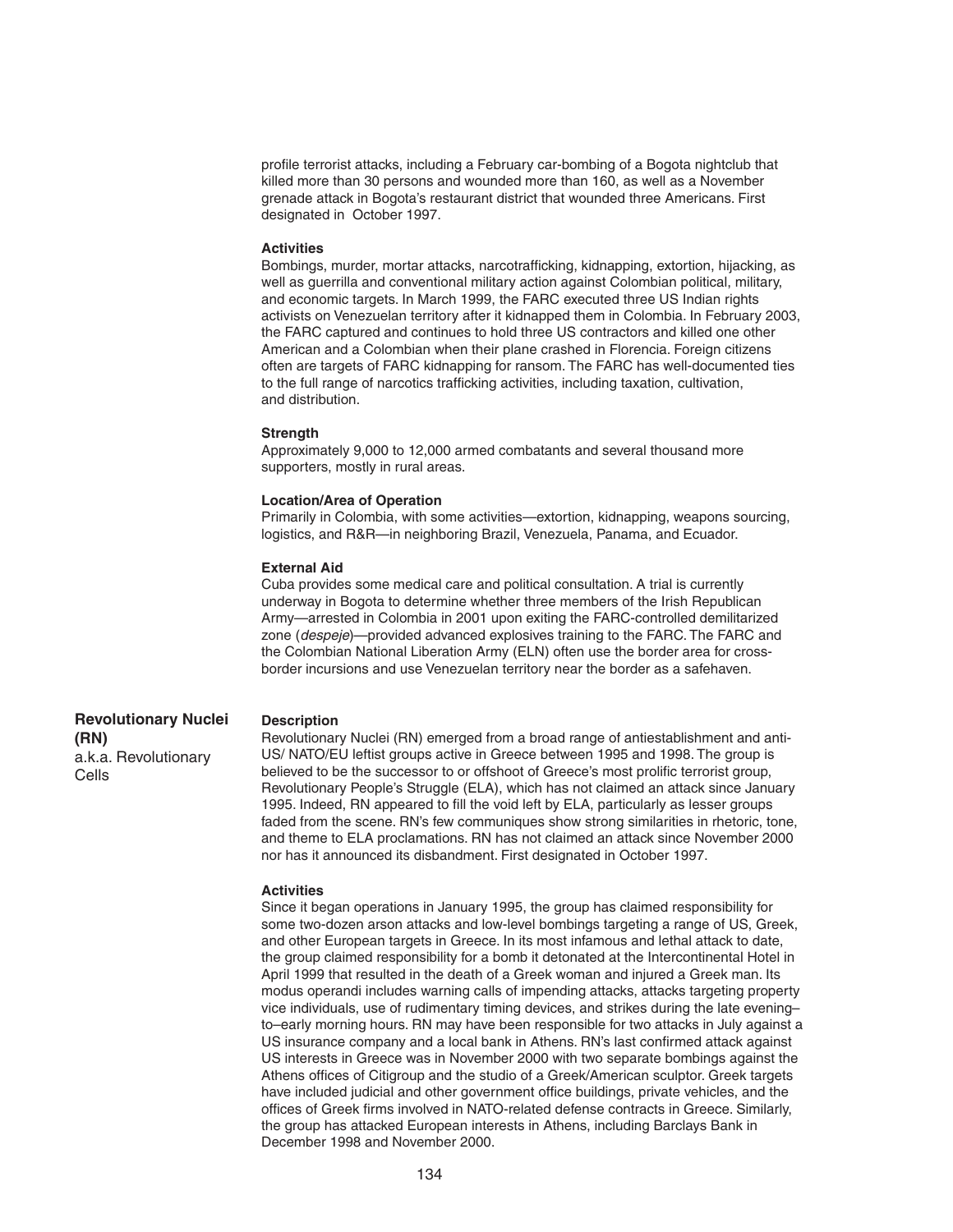profile terrorist attacks, including a February car-bombing of a Bogota nightclub that killed more than 30 persons and wounded more than 160, as well as a November grenade attack in Bogota's restaurant district that wounded three Americans. First designated in October 1997.

**Activities**

Bombings, murder, mortar attacks, narcotrafficking, kidnapping, extortion, hijacking, as well as guerrilla and conventional military action against Colombian political, military, and economic targets. In March 1999, the FARC executed three US Indian rights activists on Venezuelan territory after it kidnapped them in Colombia. In February 2003, the FARC captured and continues to hold three US contractors and killed one other American and a Colombian when their plane crashed in Florencia. Foreign citizens often are targets of FARC kidnapping for ransom. The FARC has well-documented ties to the full range of narcotics trafficking activities, including taxation, cultivation, and distribution.

**Strength**

Approximately 9,000 to 12,000 armed combatants and several thousand more supporters, mostly in rural areas.

**Location/Area of Operation**

Primarily in Colombia, with some activities—extortion, kidnapping, weapons sourcing, logistics, and R&R—in neighboring Brazil, Venezuela, Panama, and Ecuador.

**External Aid**

Cuba provides some medical care and political consultation. A trial is currently underway in Bogota to determine whether three members of the Irish Republican Army—arrested in Colombia in 2001 upon exiting the FARC-controlled demilitarized zone (*despeje*)—provided advanced explosives training to the FARC. The FARC and the Colombian National Liberation Army (ELN) often use the border area for cross-border incursions and use Venezuelan territory near the border as a safehaven.

## Revolutionary Nuclei (RN)

a.k.a. Revolutionary Cells

**Description**

Revolutionary Nuclei (RN) emerged from a broad range of antiestablishment and anti-US/ NATO/EU leftist groups active in Greece between 1995 and 1998. The group is believed to be the successor to or offshoot of Greece's most prolific terrorist group, Revolutionary People's Struggle (ELA), which has not claimed an attack since January 1995. Indeed, RN appeared to fill the void left by ELA, particularly as lesser groups faded from the scene. RN's few communiques show strong similarities in rhetoric, tone, and theme to ELA proclamations. RN has not claimed an attack since November 2000 nor has it announced its disbandment. First designated in October 1997.

**Activities**

Since it began operations in January 1995, the group has claimed responsibility for some two-dozen arson attacks and low-level bombings targeting a range of US, Greek, and other European targets in Greece. In its most infamous and lethal attack to date, the group claimed responsibility for a bomb it detonated at the Intercontinental Hotel in April 1999 that resulted in the death of a Greek woman and injured a Greek man. Its modus operandi includes warning calls of impending attacks, attacks targeting property vice individuals, use of rudimentary timing devices, and strikes during the late evening–to–early morning hours. RN may have been responsible for two attacks in July against a US insurance company and a local bank in Athens. RN's last confirmed attack against US interests in Greece was in November 2000 with two separate bombings against the Athens offices of Citigroup and the studio of a Greek/American sculptor. Greek targets have included judicial and other government office buildings, private vehicles, and the offices of Greek firms involved in NATO-related defense contracts in Greece. Similarly, the group has attacked European interests in Athens, including Barclays Bank in December 1998 and November 2000.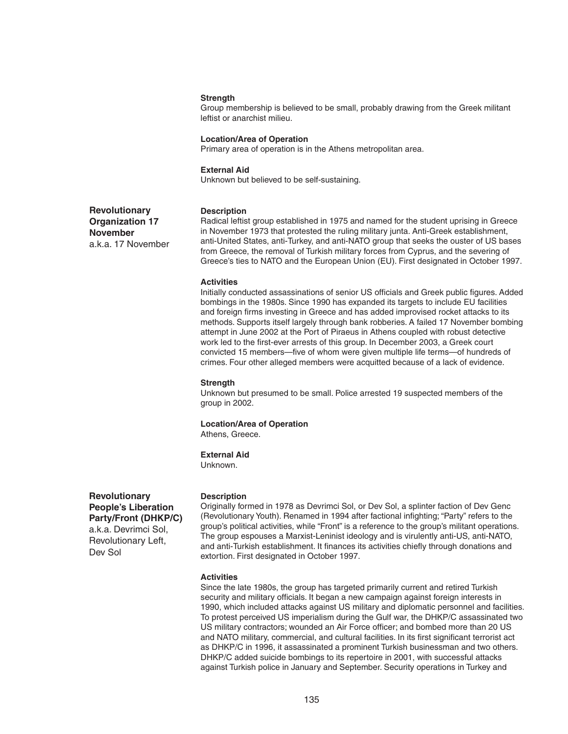**Strength**

Group membership is believed to be small, probably drawing from the Greek militant leftist or anarchist milieu.

**Location/Area of Operation**

Primary area of operation is in the Athens metropolitan area.

**External Aid**

Unknown but believed to be self-sustaining.

## Revolutionary Organization 17 November

a.k.a. 17 November

**Description**

Radical leftist group established in 1975 and named for the student uprising in Greece in November 1973 that protested the ruling military junta. Anti-Greek establishment, anti-United States, anti-Turkey, and anti-NATO group that seeks the ouster of US bases from Greece, the removal of Turkish military forces from Cyprus, and the severing of Greece's ties to NATO and the European Union (EU). First designated in October 1997.

**Activities**

Initially conducted assassinations of senior US officials and Greek public figures. Added bombings in the 1980s. Since 1990 has expanded its targets to include EU facilities and foreign firms investing in Greece and has added improvised rocket attacks to its methods. Supports itself largely through bank robberies. A failed 17 November bombing attempt in June 2002 at the Port of Piraeus in Athens coupled with robust detective work led to the first-ever arrests of this group. In December 2003, a Greek court convicted 15 members—five of whom were given multiple life terms—of hundreds of crimes. Four other alleged members were acquitted because of a lack of evidence.

**Strength**

Unknown but presumed to be small. Police arrested 19 suspected members of the group in 2002.

**Location/Area of Operation**

Athens, Greece.

**External Aid**

Unknown.

## Revolutionary People's Liberation Party/Front (DHKP/C)

a.k.a. Devrimci Sol, Revolutionary Left, Dev Sol

**Description**

Originally formed in 1978 as Devrimci Sol, or Dev Sol, a splinter faction of Dev Genc (Revolutionary Youth). Renamed in 1994 after factional infighting; "Party" refers to the group's political activities, while "Front" is a reference to the group's militant operations. The group espouses a Marxist-Leninist ideology and is virulently anti-US, anti-NATO, and anti-Turkish establishment. It finances its activities chiefly through donations and extortion. First designated in October 1997.

**Activities**

Since the late 1980s, the group has targeted primarily current and retired Turkish security and military officials. It began a new campaign against foreign interests in 1990, which included attacks against US military and diplomatic personnel and facilities. To protest perceived US imperialism during the Gulf war, the DHKP/C assassinated two US military contractors; wounded an Air Force officer; and bombed more than 20 US and NATO military, commercial, and cultural facilities. In its first significant terrorist act as DHKP/C in 1996, it assassinated a prominent Turkish businessman and two others. DHKP/C added suicide bombings to its repertoire in 2001, with successful attacks against Turkish police in January and September. Security operations in Turkey and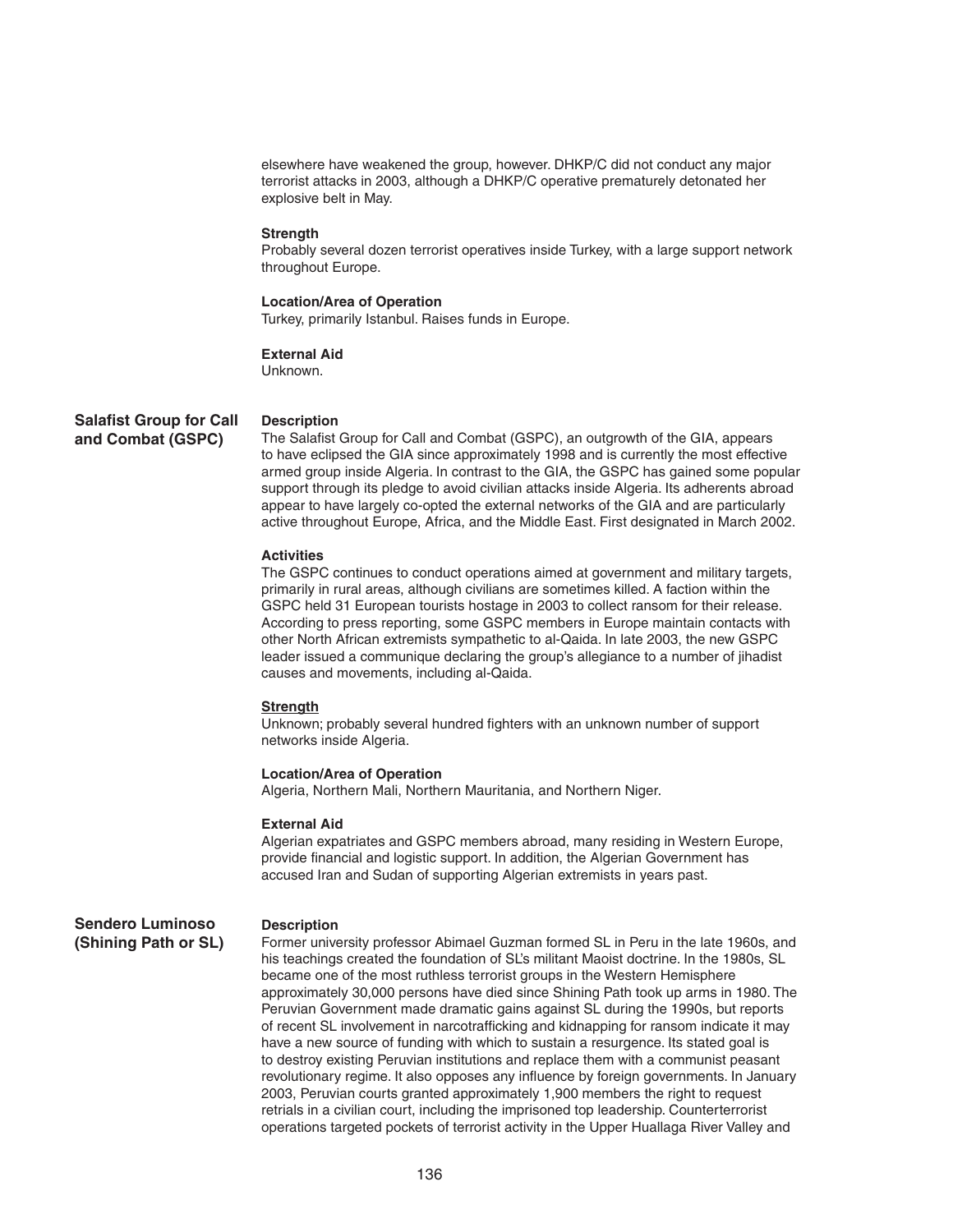elsewhere have weakened the group, however. DHKP/C did not conduct any major terrorist attacks in 2003, although a DHKP/C operative prematurely detonated her explosive belt in May.

**Strength**
Probably several dozen terrorist operatives inside Turkey, with a large support network throughout Europe.

**Location/Area of Operation**
Turkey, primarily Istanbul. Raises funds in Europe.

**External Aid**
Unknown.

## Salafist Group for Call and Combat (GSPC)

**Description**
The Salafist Group for Call and Combat (GSPC), an outgrowth of the GIA, appears to have eclipsed the GIA since approximately 1998 and is currently the most effective armed group inside Algeria. In contrast to the GIA, the GSPC has gained some popular support through its pledge to avoid civilian attacks inside Algeria. Its adherents abroad appear to have largely co-opted the external networks of the GIA and are particularly active throughout Europe, Africa, and the Middle East. First designated in March 2002.

**Activities**
The GSPC continues to conduct operations aimed at government and military targets, primarily in rural areas, although civilians are sometimes killed. A faction within the GSPC held 31 European tourists hostage in 2003 to collect ransom for their release. According to press reporting, some GSPC members in Europe maintain contacts with other North African extremists sympathetic to al-Qaida. In late 2003, the new GSPC leader issued a communique declaring the group's allegiance to a number of jihadist causes and movements, including al-Qaida.

**Strength**
Unknown; probably several hundred fighters with an unknown number of support networks inside Algeria.

**Location/Area of Operation**
Algeria, Northern Mali, Northern Mauritania, and Northern Niger.

**External Aid**
Algerian expatriates and GSPC members abroad, many residing in Western Europe, provide financial and logistic support. In addition, the Algerian Government has accused Iran and Sudan of supporting Algerian extremists in years past.

## Sendero Luminoso (Shining Path or SL)

**Description**
Former university professor Abimael Guzman formed SL in Peru in the late 1960s, and his teachings created the foundation of SL's militant Maoist doctrine. In the 1980s, SL became one of the most ruthless terrorist groups in the Western Hemisphere approximately 30,000 persons have died since Shining Path took up arms in 1980. The Peruvian Government made dramatic gains against SL during the 1990s, but reports of recent SL involvement in narcotrafficking and kidnapping for ransom indicate it may have a new source of funding with which to sustain a resurgence. Its stated goal is to destroy existing Peruvian institutions and replace them with a communist peasant revolutionary regime. It also opposes any influence by foreign governments. In January 2003, Peruvian courts granted approximately 1,900 members the right to request retrials in a civilian court, including the imprisoned top leadership. Counterterrorist operations targeted pockets of terrorist activity in the Upper Huallaga River Valley and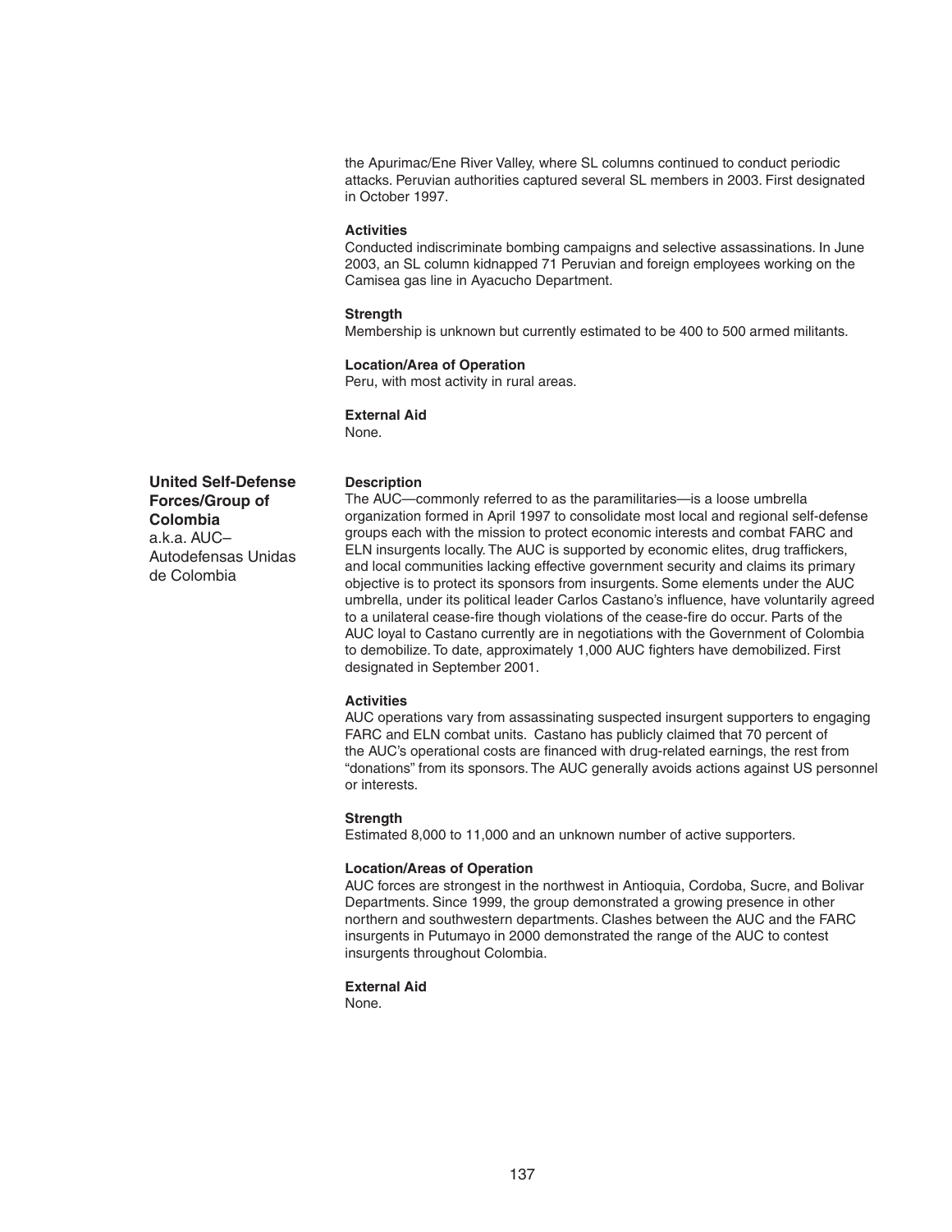the Apurimac/Ene River Valley, where SL columns continued to conduct periodic attacks. Peruvian authorities captured several SL members in 2003. First designated in October 1997.

**Activities**

Conducted indiscriminate bombing campaigns and selective assassinations. In June 2003, an SL column kidnapped 71 Peruvian and foreign employees working on the Camisea gas line in Ayacucho Department.

**Strength**

Membership is unknown but currently estimated to be 400 to 500 armed militants.

**Location/Area of Operation**

Peru, with most activity in rural areas.

**External Aid**

None.

## United Self-Defense Forces/Group of Colombia

a.k.a. AUC–Autodefensas Unidas de Colombia

**Description**

The AUC—commonly referred to as the paramilitaries—is a loose umbrella organization formed in April 1997 to consolidate most local and regional self-defense groups each with the mission to protect economic interests and combat FARC and ELN insurgents locally. The AUC is supported by economic elites, drug traffickers, and local communities lacking effective government security and claims its primary objective is to protect its sponsors from insurgents. Some elements under the AUC umbrella, under its political leader Carlos Castano's influence, have voluntarily agreed to a unilateral cease-fire though violations of the cease-fire do occur. Parts of the AUC loyal to Castano currently are in negotiations with the Government of Colombia to demobilize. To date, approximately 1,000 AUC fighters have demobilized. First designated in September 2001.

**Activities**

AUC operations vary from assassinating suspected insurgent supporters to engaging FARC and ELN combat units. Castano has publicly claimed that 70 percent of the AUC's operational costs are financed with drug-related earnings, the rest from "donations" from its sponsors. The AUC generally avoids actions against US personnel or interests.

**Strength**

Estimated 8,000 to 11,000 and an unknown number of active supporters.

**Location/Areas of Operation**

AUC forces are strongest in the northwest in Antioquia, Cordoba, Sucre, and Bolivar Departments. Since 1999, the group demonstrated a growing presence in other northern and southwestern departments. Clashes between the AUC and the FARC insurgents in Putumayo in 2000 demonstrated the range of the AUC to contest insurgents throughout Colombia.

**External Aid**

None.